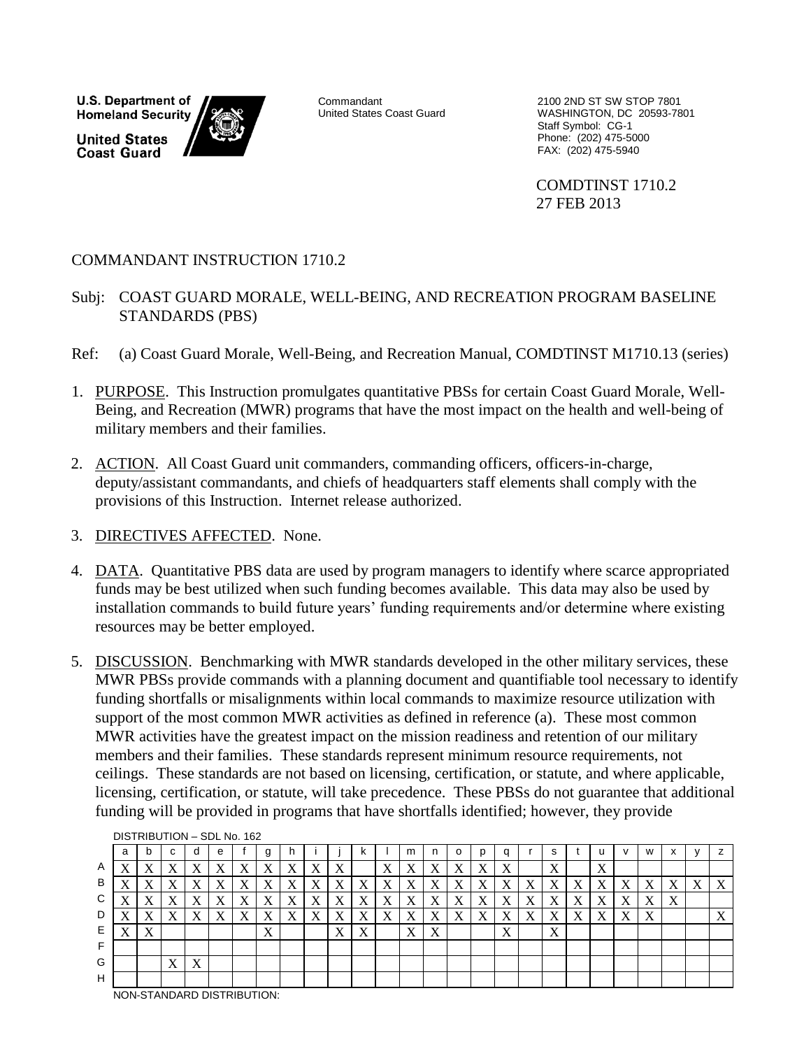**U.S. Department of Homeland Security**

**United States Coast Guard**

Commandant
United States Coast Guard

2100 2ND ST SW STOP 7801
WASHINGTON, DC 20593-7801
Staff Symbol: CG-1
Phone: (202) 475-5000
FAX: (202) 475-5940

COMDTINST 1710.2
27 FEB 2013

COMMANDANT INSTRUCTION 1710.2

Subj: COAST GUARD MORALE, WELL-BEING, AND RECREATION PROGRAM BASELINE STANDARDS (PBS)

Ref: (a) Coast Guard Morale, Well-Being, and Recreation Manual, COMDTINST M1710.13 (series)

1. PURPOSE. This Instruction promulgates quantitative PBSs for certain Coast Guard Morale, Well-Being, and Recreation (MWR) programs that have the most impact on the health and well-being of military members and their families.

2. ACTION. All Coast Guard unit commanders, commanding officers, officers-in-charge, deputy/assistant commandants, and chiefs of headquarters staff elements shall comply with the provisions of this Instruction. Internet release authorized.

3. DIRECTIVES AFFECTED. None.

4. DATA. Quantitative PBS data are used by program managers to identify where scarce appropriated funds may be best utilized when such funding becomes available. This data may also be used by installation commands to build future years' funding requirements and/or determine where existing resources may be better employed.

5. DISCUSSION. Benchmarking with MWR standards developed in the other military services, these MWR PBSs provide commands with a planning document and quantifiable tool necessary to identify funding shortfalls or misalignments within local commands to maximize resource utilization with support of the most common MWR activities as defined in reference (a). These most common MWR activities have the greatest impact on the mission readiness and retention of our military members and their families. These standards represent minimum resource requirements, not ceilings. These standards are not based on licensing, certification, or statute, and where applicable, licensing, certification, or statute, will take precedence. These PBSs do not guarantee that additional funding will be provided in programs that have shortfalls identified; however, they provide

DISTRIBUTION – SDL No. 162

| | a | b | c | d | e | f | g | h | i | j | k | l | m | n | o | p | q | r | s | t | u | v | w | x | y | z |
|---|---|---|---|---|---|---|---|---|---|---|---|---|---|---|---|---|---|---|---|---|---|---|---|---|---|---|
| A | X | X | X | X | X | X | X | X | X | X | | X | X | X | X | X | X | | X | | X | | | | | |
| B | X | X | X | X | X | X | X | X | X | X | X | X | X | X | X | X | X | X | X | X | X | X | X | X | X | X |
| C | X | X | X | X | X | X | X | X | X | X | X | X | X | X | X | X | X | X | X | X | X | X | X | X | | |
| D | X | X | X | X | X | X | X | X | X | X | X | X | X | X | X | X | X | X | X | X | X | X | X | | | X |
| E | X | X | | | | | X | | | X | X | | X | X | | | X | | X | | | | | | | |
| F | | | | | | | | | | | | | | | | | | | | | | | | | | |
| G | | | X | X | | | | | | | | | | | | | | | | | | | | | | |
| H | | | | | | | | | | | | | | | | | | | | | | | | | | |

NON-STANDARD DISTRIBUTION: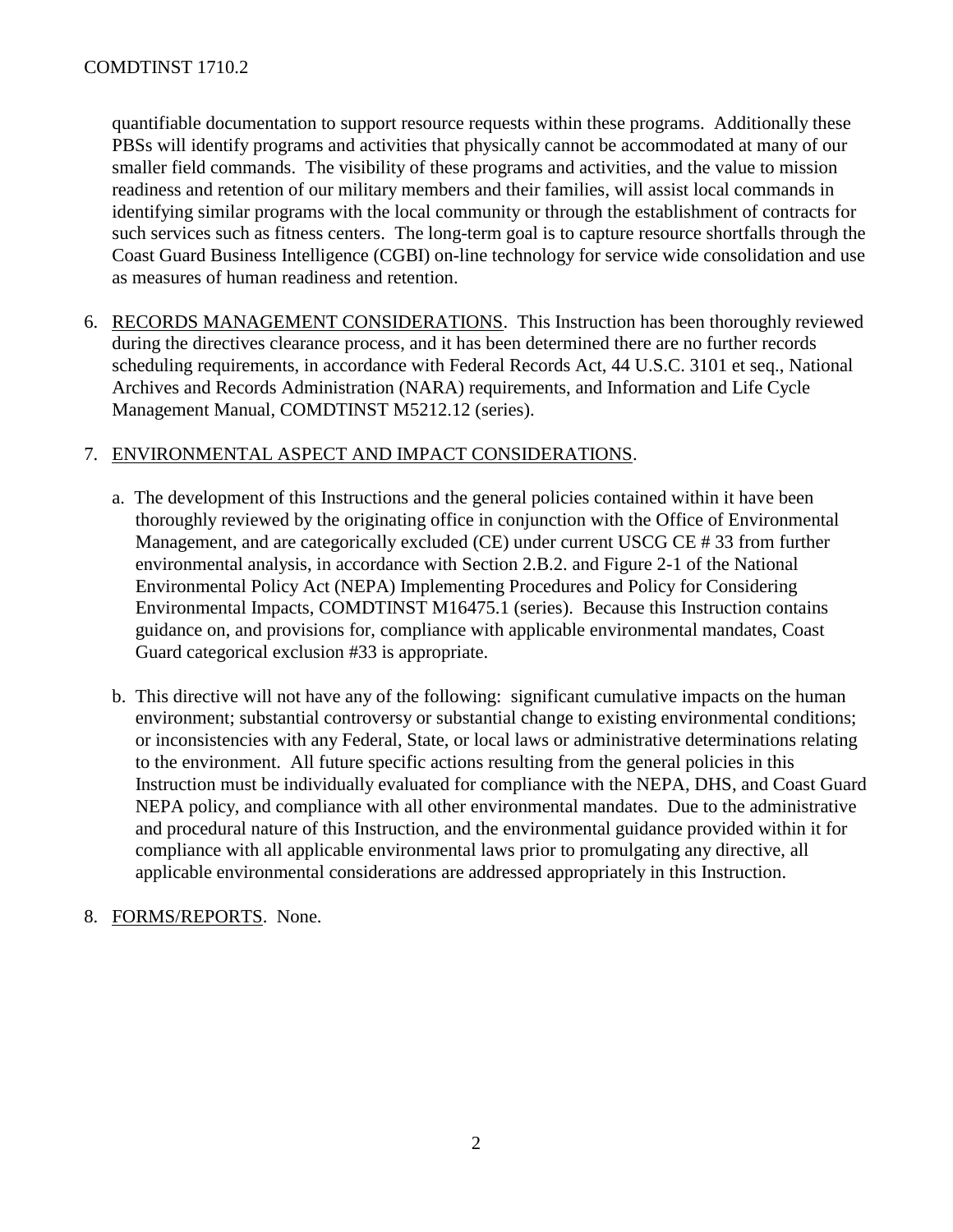quantifiable documentation to support resource requests within these programs. Additionally these PBSs will identify programs and activities that physically cannot be accommodated at many of our smaller field commands. The visibility of these programs and activities, and the value to mission readiness and retention of our military members and their families, will assist local commands in identifying similar programs with the local community or through the establishment of contracts for such services such as fitness centers. The long-term goal is to capture resource shortfalls through the Coast Guard Business Intelligence (CGBI) on-line technology for service wide consolidation and use as measures of human readiness and retention.

6. RECORDS MANAGEMENT CONSIDERATIONS. This Instruction has been thoroughly reviewed during the directives clearance process, and it has been determined there are no further records scheduling requirements, in accordance with Federal Records Act, 44 U.S.C. 3101 et seq., National Archives and Records Administration (NARA) requirements, and Information and Life Cycle Management Manual, COMDTINST M5212.12 (series).

7. ENVIRONMENTAL ASPECT AND IMPACT CONSIDERATIONS.

   a. The development of this Instructions and the general policies contained within it have been thoroughly reviewed by the originating office in conjunction with the Office of Environmental Management, and are categorically excluded (CE) under current USCG CE # 33 from further environmental analysis, in accordance with Section 2.B.2. and Figure 2-1 of the National Environmental Policy Act (NEPA) Implementing Procedures and Policy for Considering Environmental Impacts, COMDTINST M16475.1 (series). Because this Instruction contains guidance on, and provisions for, compliance with applicable environmental mandates, Coast Guard categorical exclusion #33 is appropriate.

   b. This directive will not have any of the following: significant cumulative impacts on the human environment; substantial controversy or substantial change to existing environmental conditions; or inconsistencies with any Federal, State, or local laws or administrative determinations relating to the environment. All future specific actions resulting from the general policies in this Instruction must be individually evaluated for compliance with the NEPA, DHS, and Coast Guard NEPA policy, and compliance with all other environmental mandates. Due to the administrative and procedural nature of this Instruction, and the environmental guidance provided within it for compliance with all applicable environmental laws prior to promulgating any directive, all applicable environmental considerations are addressed appropriately in this Instruction.

8. FORMS/REPORTS. None.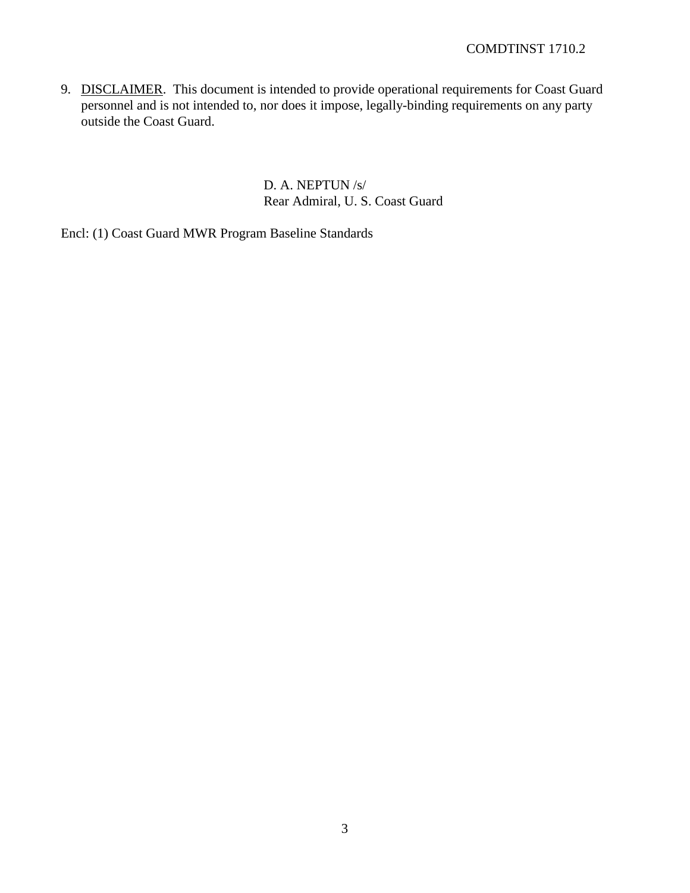9. DISCLAIMER. This document is intended to provide operational requirements for Coast Guard personnel and is not intended to, nor does it impose, legally-binding requirements on any party outside the Coast Guard.

D. A. NEPTUN /s/
Rear Admiral, U. S. Coast Guard

Encl: (1) Coast Guard MWR Program Baseline Standards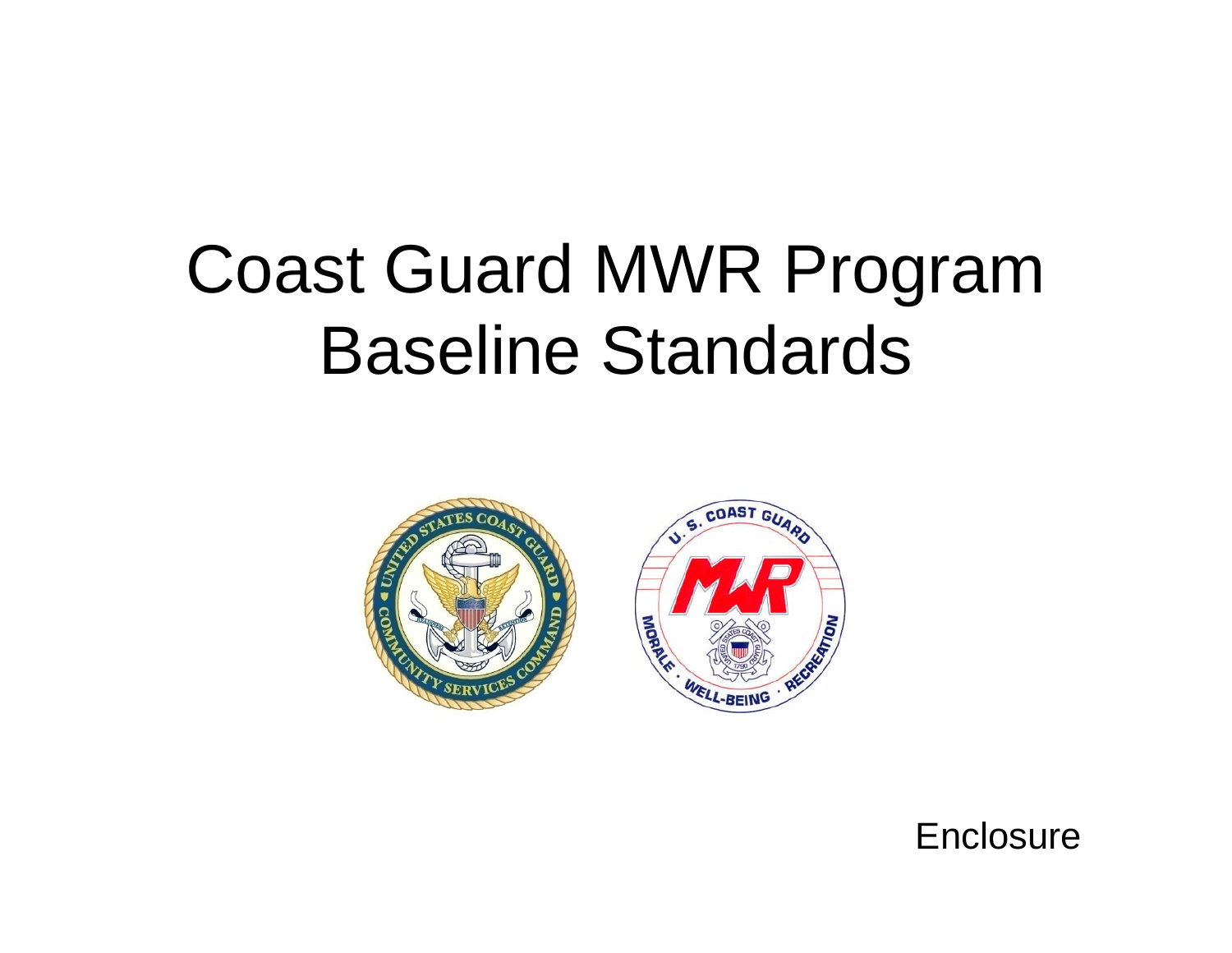# Coast Guard MWR Program Baseline Standards

Enclosure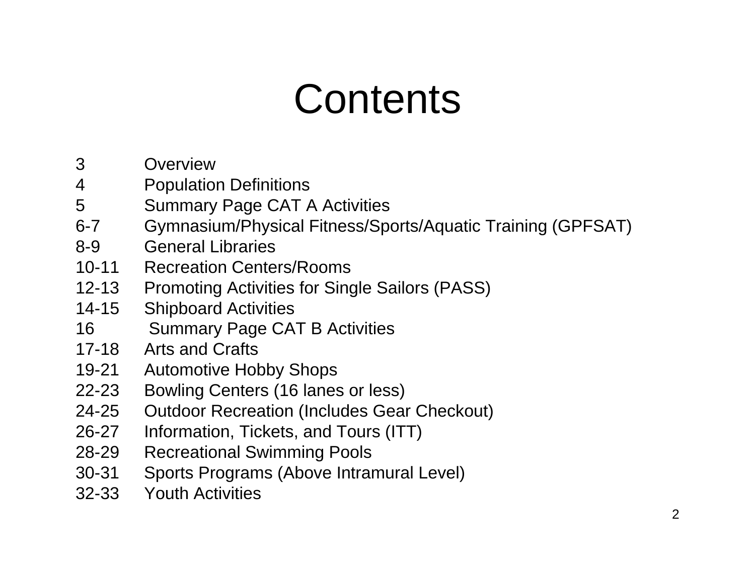# Contents

| | |
|---|---|
| 3 | Overview |
| 4 | Population Definitions |
| 5 | Summary Page CAT A Activities |
| 6-7 | Gymnasium/Physical Fitness/Sports/Aquatic Training (GPFSAT) |
| 8-9 | General Libraries |
| 10-11 | Recreation Centers/Rooms |
| 12-13 | Promoting Activities for Single Sailors (PASS) |
| 14-15 | Shipboard Activities |
| 16 | Summary Page CAT B Activities |
| 17-18 | Arts and Crafts |
| 19-21 | Automotive Hobby Shops |
| 22-23 | Bowling Centers (16 lanes or less) |
| 24-25 | Outdoor Recreation (Includes Gear Checkout) |
| 26-27 | Information, Tickets, and Tours (ITT) |
| 28-29 | Recreational Swimming Pools |
| 30-31 | Sports Programs (Above Intramural Level) |
| 32-33 | Youth Activities |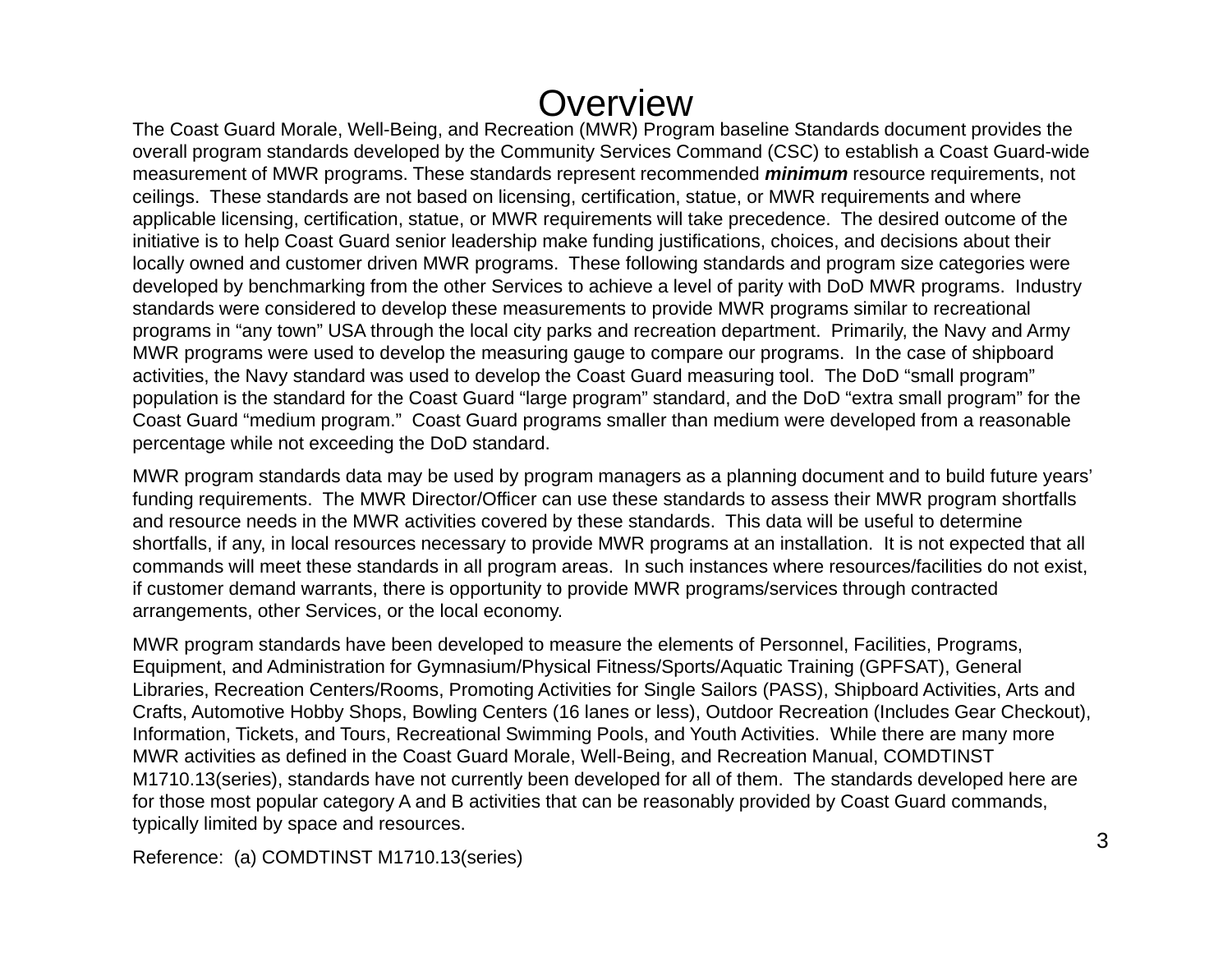# Overview

The Coast Guard Morale, Well-Being, and Recreation (MWR) Program baseline Standards document provides the overall program standards developed by the Community Services Command (CSC) to establish a Coast Guard-wide measurement of MWR programs. These standards represent recommended ***minimum*** resource requirements, not ceilings. These standards are not based on licensing, certification, statue, or MWR requirements and where applicable licensing, certification, statue, or MWR requirements will take precedence. The desired outcome of the initiative is to help Coast Guard senior leadership make funding justifications, choices, and decisions about their locally owned and customer driven MWR programs. These following standards and program size categories were developed by benchmarking from the other Services to achieve a level of parity with DoD MWR programs. Industry standards were considered to develop these measurements to provide MWR programs similar to recreational programs in "any town" USA through the local city parks and recreation department. Primarily, the Navy and Army MWR programs were used to develop the measuring gauge to compare our programs. In the case of shipboard activities, the Navy standard was used to develop the Coast Guard measuring tool. The DoD "small program" population is the standard for the Coast Guard "large program" standard, and the DoD "extra small program" for the Coast Guard "medium program." Coast Guard programs smaller than medium were developed from a reasonable percentage while not exceeding the DoD standard.

MWR program standards data may be used by program managers as a planning document and to build future years' funding requirements. The MWR Director/Officer can use these standards to assess their MWR program shortfalls and resource needs in the MWR activities covered by these standards. This data will be useful to determine shortfalls, if any, in local resources necessary to provide MWR programs at an installation. It is not expected that all commands will meet these standards in all program areas. In such instances where resources/facilities do not exist, if customer demand warrants, there is opportunity to provide MWR programs/services through contracted arrangements, other Services, or the local economy.

MWR program standards have been developed to measure the elements of Personnel, Facilities, Programs, Equipment, and Administration for Gymnasium/Physical Fitness/Sports/Aquatic Training (GPFSAT), General Libraries, Recreation Centers/Rooms, Promoting Activities for Single Sailors (PASS), Shipboard Activities, Arts and Crafts, Automotive Hobby Shops, Bowling Centers (16 lanes or less), Outdoor Recreation (Includes Gear Checkout), Information, Tickets, and Tours, Recreational Swimming Pools, and Youth Activities. While there are many more MWR activities as defined in the Coast Guard Morale, Well-Being, and Recreation Manual, COMDTINST M1710.13(series), standards have not currently been developed for all of them. The standards developed here are for those most popular category A and B activities that can be reasonably provided by Coast Guard commands, typically limited by space and resources.

Reference: (a) COMDTINST M1710.13(series)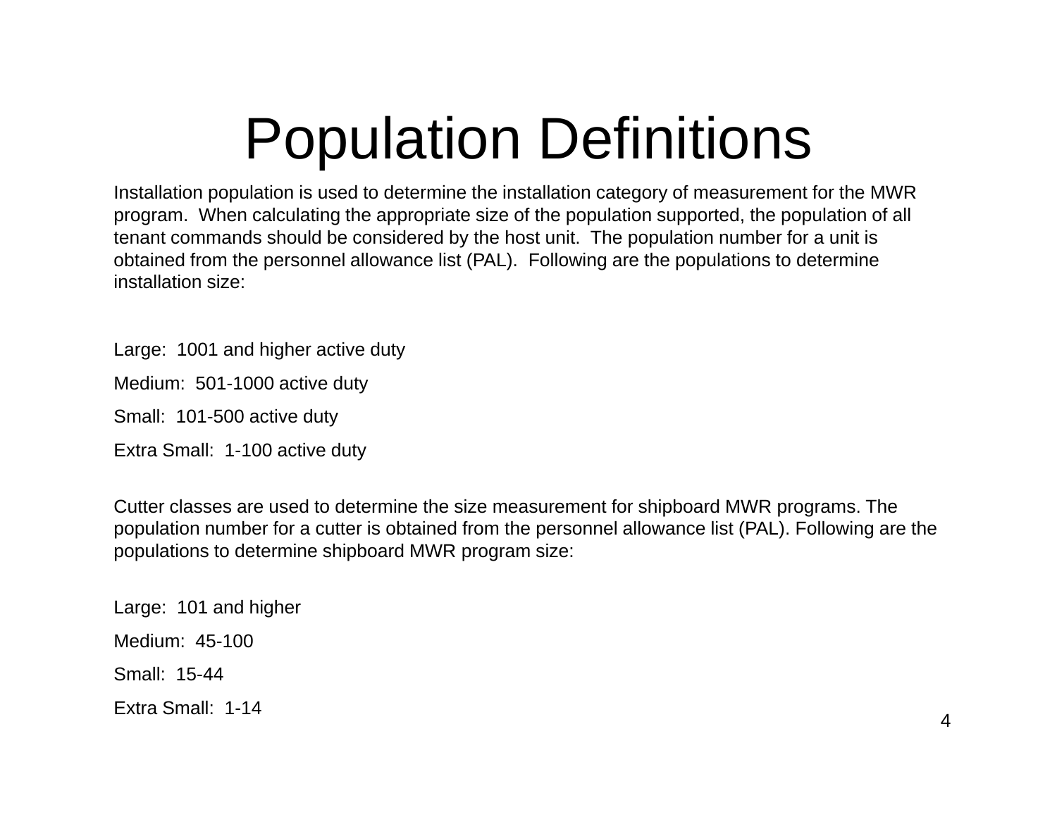# Population Definitions

Installation population is used to determine the installation category of measurement for the MWR program. When calculating the appropriate size of the population supported, the population of all tenant commands should be considered by the host unit. The population number for a unit is obtained from the personnel allowance list (PAL). Following are the populations to determine installation size:

Large: 1001 and higher active duty

Medium: 501-1000 active duty

Small: 101-500 active duty

Extra Small: 1-100 active duty

Cutter classes are used to determine the size measurement for shipboard MWR programs. The population number for a cutter is obtained from the personnel allowance list (PAL). Following are the populations to determine shipboard MWR program size:

Large: 101 and higher

Medium: 45-100

Small: 15-44

Extra Small: 1-14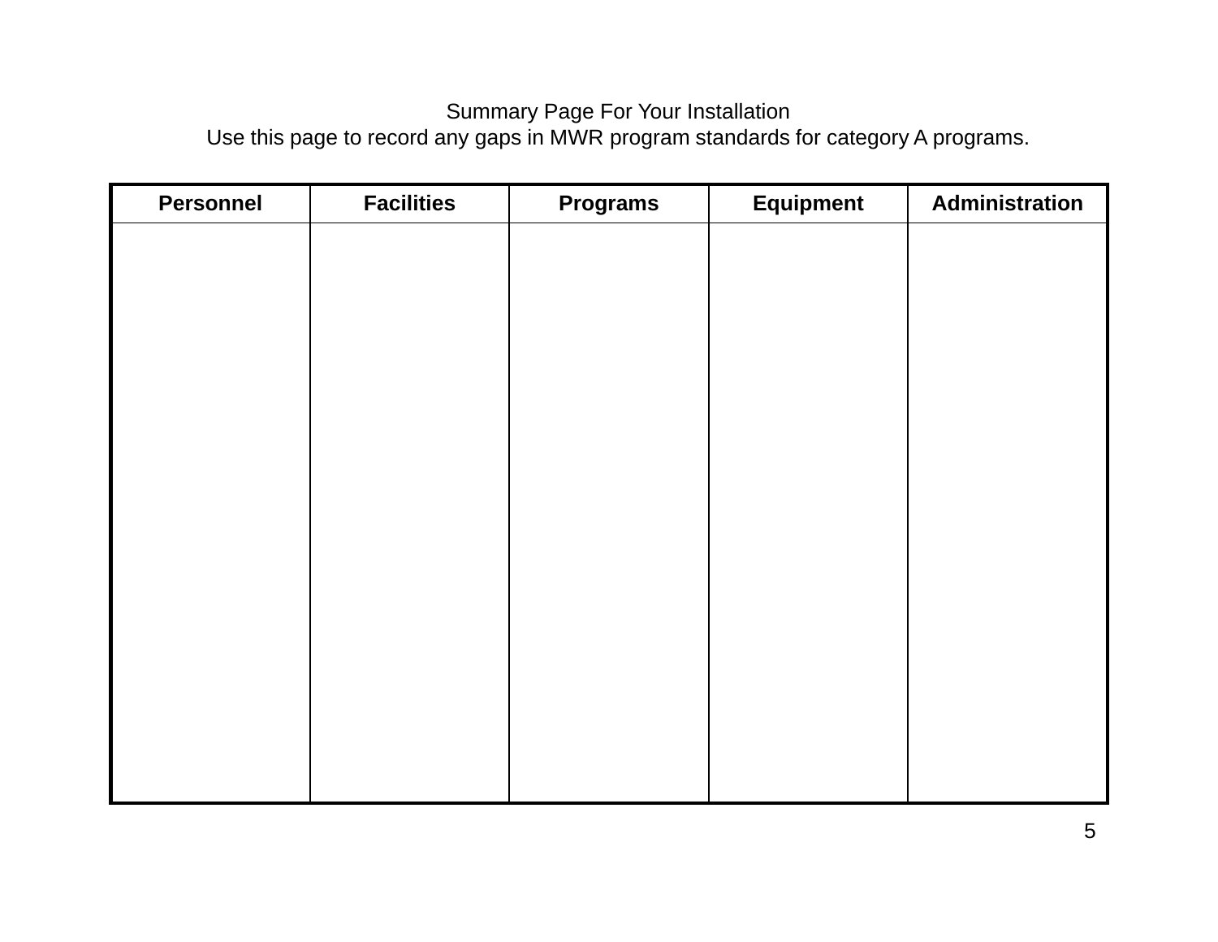Summary Page For Your Installation

Use this page to record any gaps in MWR program standards for category A programs.

| Personnel | Facilities | Programs | Equipment | Administration |
| --- | --- | --- | --- | --- |
| | | | | |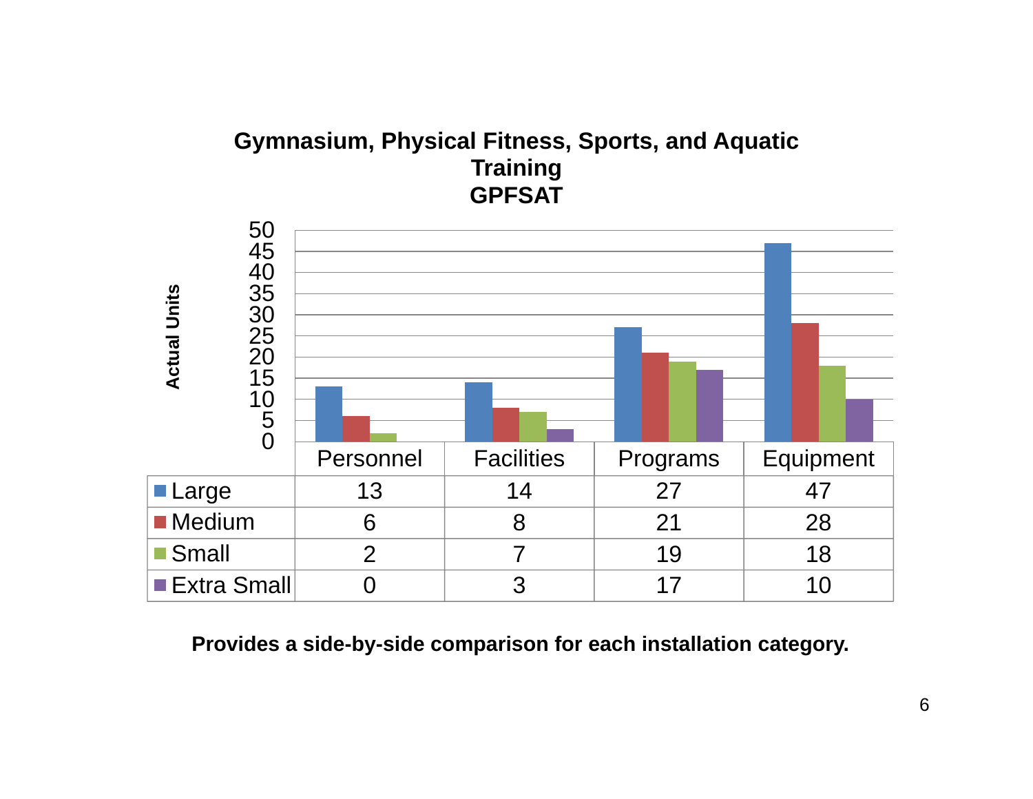## Gymnasium, Physical Fitness, Sports, and Aquatic Training
## GPFSAT

Actual Units

| | Personnel | Facilities | Programs | Equipment |
|---|---|---|---|---|
| Large | 13 | 14 | 27 | 47 |
| Medium | 6 | 8 | 21 | 28 |
| Small | 2 | 7 | 19 | 18 |
| Extra Small | 0 | 3 | 17 | 10 |

**Provides a side-by-side comparison for each installation category.**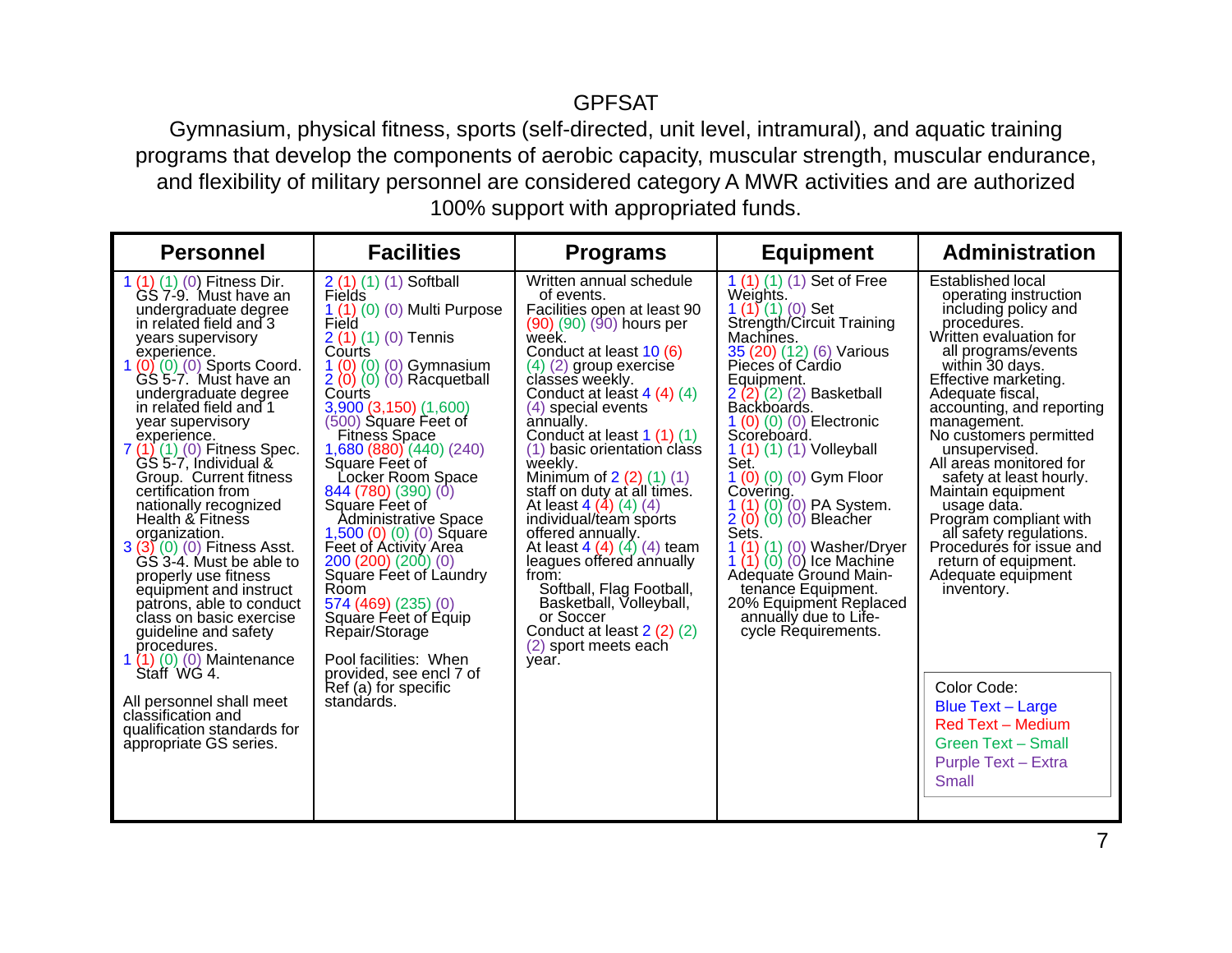# GPFSAT

Gymnasium, physical fitness, sports (self-directed, unit level, intramural), and aquatic training programs that develop the components of aerobic capacity, muscular strength, muscular endurance, and flexibility of military personnel are considered category A MWR activities and are authorized 100% support with appropriated funds.

| Personnel | Facilities | Programs | Equipment | Administration |
|---|---|---|---|---|
| 1 (1) (1) (0) Fitness Dir. GS 7-9. Must have an undergraduate degree in related field and 3 years supervisory experience.<br>1 (0) (0) (0) Sports Coord. GS 5-7. Must have an undergraduate degree in related field and 1 year supervisory experience.<br>7 (1) (1) (0) Fitness Spec. GS 5-7, Individual & Group. Current fitness certification from nationally recognized Health & Fitness organization.<br>3 (3) (0) (0) Fitness Asst. GS 3-4. Must be able to properly use fitness equipment and instruct patrons, able to conduct class on basic exercise guideline and safety procedures.<br>1 (1) (0) (0) Maintenance Staff WG 4.<br><br>All personnel shall meet classification and qualification standards for appropriate GS series. | 2 (1) (1) (1) Softball Fields<br>1 (1) (0) (0) Multi Purpose Field<br>2 (1) (1) (0) Tennis Courts<br>1 (0) (0) (0) Gymnasium<br>2 (0) (0) (0) Racquetball Courts<br>3,900 (3,150) (1,600) (500) Square Feet of Fitness Space<br>1,680 (880) (440) (240) Square Feet of Locker Room Space<br>844 (780) (390) (0) Square Feet of Administrative Space<br>1,500 (0) (0) (0) Square Feet of Activity Area<br>200 (200) (200) (0) Square Feet of Laundry Room<br>574 (469) (235) (0) Square Feet of Equip Repair/Storage<br><br>Pool facilities: When provided, see encl 7 of Ref (a) for specific standards. | Written annual schedule of events.<br>Facilities open at least 90 (90) (90) (90) hours per week.<br>Conduct at least 10 (6) (4) (2) group exercise classes weekly.<br>Conduct at least 4 (4) (4) (4) special events annually.<br>Conduct at least 1 (1) (1) (1) basic orientation class weekly.<br>Minimum of 2 (2) (1) (1) staff on duty at all times.<br>At least 4 (4) (4) (4) individual/team sports offered annually.<br>At least 4 (4) (4) (4) team leagues offered annually from:<br>Softball, Flag Football, Basketball, Volleyball, or Soccer<br>Conduct at least 2 (2) (2) (2) sport meets each year. | 1 (1) (1) (1) Set of Free Weights.<br>1 (1) (1) (0) Set Strength/Circuit Training Machines.<br>35 (20) (12) (6) Various Pieces of Cardio Equipment.<br>2 (2) (2) (2) Basketball Backboards.<br>1 (0) (0) (0) Electronic Scoreboard.<br>1 (1) (1) (1) Volleyball Set.<br>1 (0) (0) (0) Gym Floor Covering.<br>1 (1) (0) (0) PA System.<br>2 (0) (0) (0) Bleacher Sets.<br>1 (1) (1) (0) Washer/Dryer<br>1 (1) (0) (0) Ice Machine<br>Adequate Ground Maintenance Equipment.<br>20% Equipment Replaced annually due to Life-cycle Requirements. | Established local operating instruction including policy and procedures.<br>Written evaluation for all programs/events within 30 days.<br>Effective marketing.<br>Adequate fiscal, accounting, and reporting management.<br>No customers permitted unsupervised.<br>All areas monitored for safety at least hourly.<br>Maintain equipment usage data.<br>Program compliant with all safety regulations.<br>Procedures for issue and return of equipment.<br>Adequate equipment inventory.<br><br>Color Code:<br>Blue Text – Large<br>Red Text – Medium<br>Green Text – Small<br>Purple Text – Extra Small |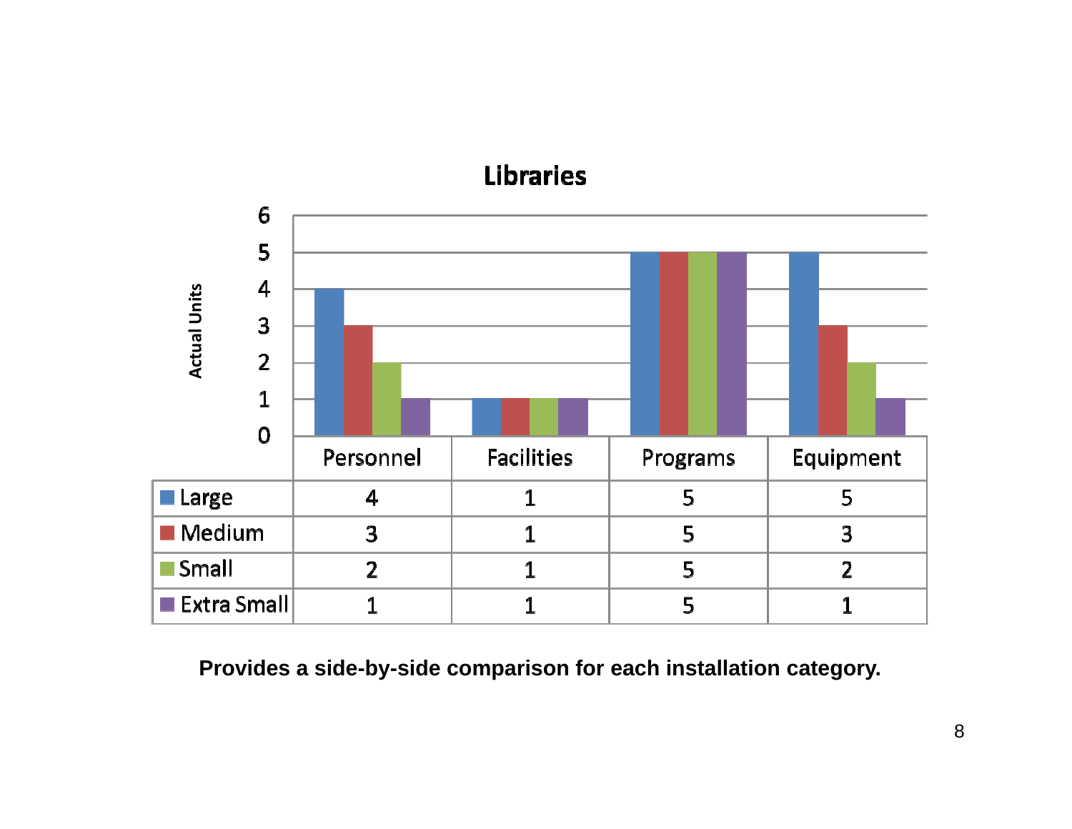## Libraries

| | Personnel | Facilities | Programs | Equipment |
|---|---|---|---|---|
| Large | 4 | 1 | 5 | 5 |
| Medium | 3 | 1 | 5 | 3 |
| Small | 2 | 1 | 5 | 2 |
| Extra Small | 1 | 1 | 5 | 1 |

**Provides a side-by-side comparison for each installation category.**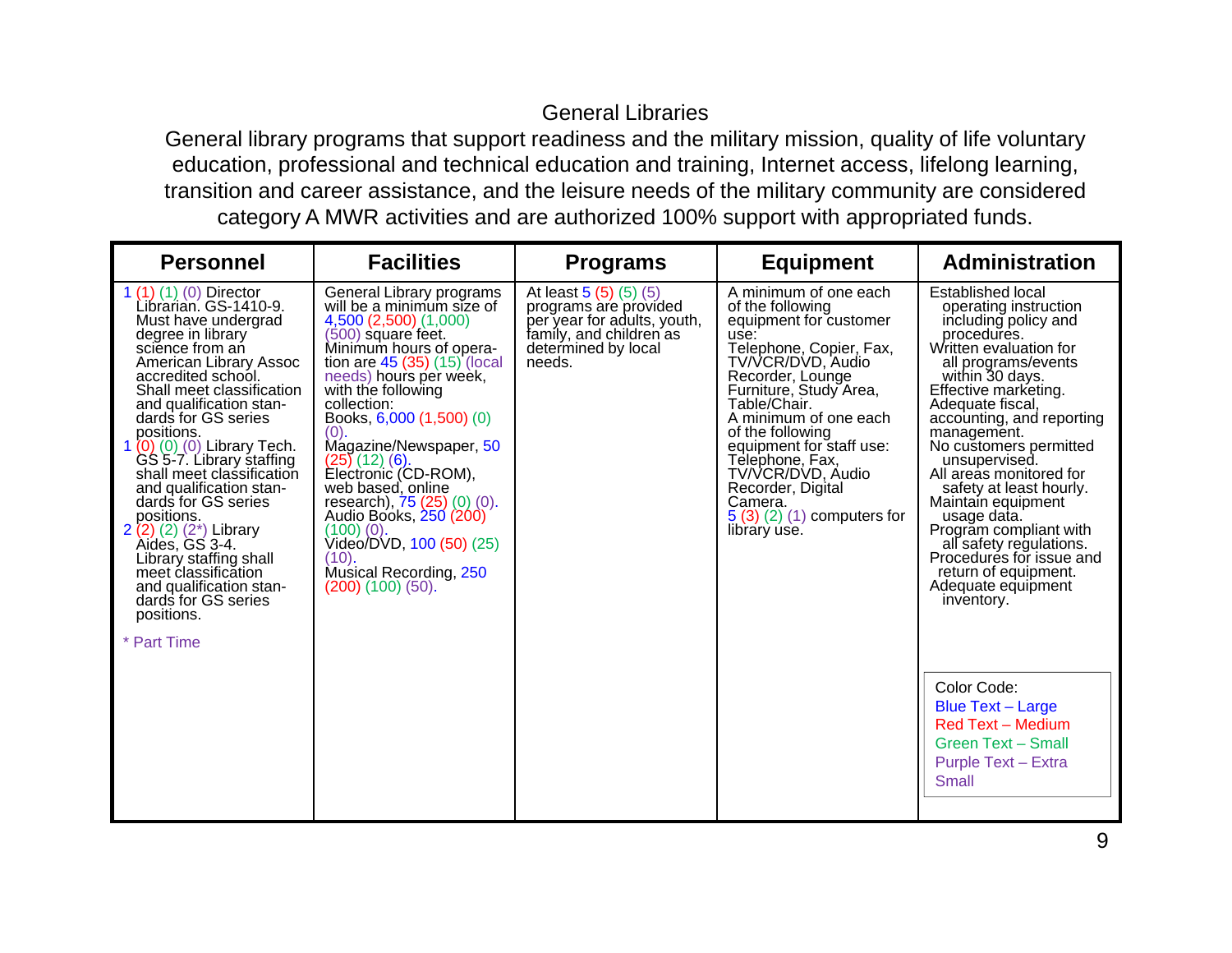# General Libraries

General library programs that support readiness and the military mission, quality of life voluntary education, professional and technical education and training, Internet access, lifelong learning, transition and career assistance, and the leisure needs of the military community are considered category A MWR activities and are authorized 100% support with appropriated funds.

| Personnel | Facilities | Programs | Equipment | Administration |
|---|---|---|---|---|
| 1 (1) (1) (0) Director Librarian. GS-1410-9. Must have undergrad degree in library science from an American Library Assoc accredited school. Shall meet classification and qualification standards for GS series positions.<br>1 (0) (0) (0) Library Tech. GS 5-7. Library staffing shall meet classification and qualification standards for GS series positions.<br>2 (2) (2) (2*) Library Aides, GS 3-4. Library staffing shall meet classification and qualification standards for GS series positions.<br><br>* Part Time | General Library programs will be a minimum size of 4,500 (2,500) (1,000) (500) square feet.<br>Minimum hours of operation are 45 (35) (15) (local needs) hours per week, with the following collection:<br>Books, 6,000 (1,500) (0) (0).<br>Magazine/Newspaper, 50 (25) (12) (6).<br>Electronic (CD-ROM), web based, online research), 75 (25) (0) (0).<br>Audio Books, 250 (200) (100) (0).<br>Video/DVD, 100 (50) (25) (10).<br>Musical Recording, 250 (200) (100) (50). | At least 5 (5) (5) (5) programs are provided per year for adults, youth, family, and children as determined by local needs. | A minimum of one each of the following equipment for customer use:<br>Telephone, Copier, Fax, TV/VCR/DVD, Audio Recorder, Lounge Furniture, Study Area, Table/Chair.<br>A minimum of one each of the following equipment for staff use:<br>Telephone, Fax, TV/VCR/DVD, Audio Recorder, Digital Camera.<br>5 (3) (2) (1) computers for library use. | Established local operating instruction including policy and procedures.<br>Written evaluation for all programs/events within 30 days.<br>Effective marketing.<br>Adequate fiscal, accounting, and reporting management.<br>No customers permitted unsupervised.<br>All areas monitored for safety at least hourly.<br>Maintain equipment usage data.<br>Program compliant with all safety regulations.<br>Procedures for issue and return of equipment.<br>Adequate equipment inventory.<br><br>Color Code:<br>Blue Text – Large<br>Red Text – Medium<br>Green Text – Small<br>Purple Text – Extra Small |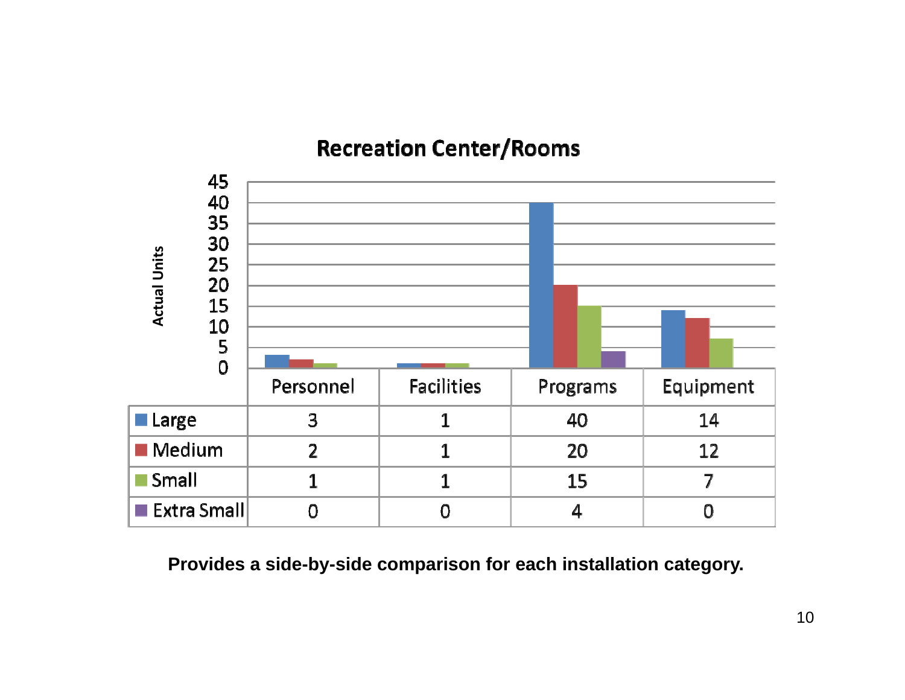## Recreation Center/Rooms

| | Personnel | Facilities | Programs | Equipment |
|---|---|---|---|---|
| Large | 3 | 1 | 40 | 14 |
| Medium | 2 | 1 | 20 | 12 |
| Small | 1 | 1 | 15 | 7 |
| Extra Small | 0 | 0 | 4 | 0 |

**Provides a side-by-side comparison for each installation category.**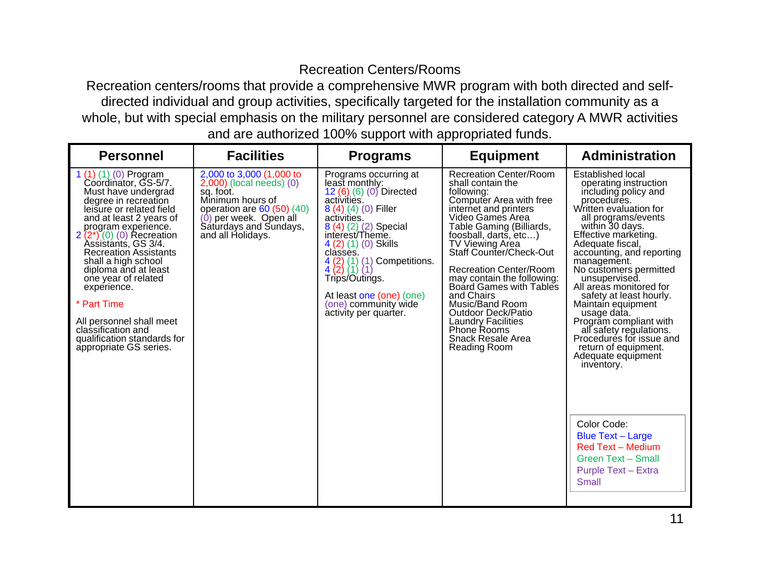# Recreation Centers/Rooms

Recreation centers/rooms that provide a comprehensive MWR program with both directed and self-directed individual and group activities, specifically targeted for the installation community as a whole, but with special emphasis on the military personnel are considered category A MWR activities and are authorized 100% support with appropriated funds.

| Personnel | Facilities | Programs | Equipment | Administration |
|---|---|---|---|---|
| 1 (1) (1) (0) Program Coordinator, GS-5/7. Must have undergrad degree in recreation leisure or related field and at least 2 years of program experience.<br>2 (2*) (0) (0) Recreation Assistants, GS 3/4. Recreation Assistants shall a high school diploma and at least one year of related experience.<br><br>* Part Time<br><br>All personnel shall meet classification and qualification standards for appropriate GS series. | 2,000 to 3,000 (1,000 to 2,000) (local needs) (0) sq. foot.<br>Minimum hours of operation are 60 (50) (40) (0) per week. Open all Saturdays and Sundays, and all Holidays. | Programs occurring at least monthly:<br>12 (6) (6) (0) Directed activities.<br>8 (4) (4) (0) Filler activities.<br>8 (4) (2) (2) Special interest/Theme.<br>4 (2) (1) (0) Skills classes.<br>4 (2) (1) (1) Competitions.<br>4 (2) (1) (1) Trips/Outings.<br><br>At least one (one) (one) (one) community wide activity per quarter. | Recreation Center/Room shall contain the following:<br>Computer Area with free internet and printers<br>Video Games Area<br>Table Gaming (Billiards, foosball, darts, etc…)<br>TV Viewing Area<br>Staff Counter/Check-Out<br><br>Recreation Center/Room may contain the following:<br>Board Games with Tables and Chairs<br>Music/Band Room<br>Outdoor Deck/Patio<br>Laundry Facilities<br>Phone Rooms<br>Snack Resale Area<br>Reading Room | Established local operating instruction including policy and procedures.<br>Written evaluation for all programs/events within 30 days.<br>Effective marketing.<br>Adequate fiscal, accounting, and reporting management.<br>No customers permitted unsupervised.<br>All areas monitored for safety at least hourly.<br>Maintain equipment usage data.<br>Program compliant with all safety regulations.<br>Procedures for issue and return of equipment.<br>Adequate equipment inventory.<br><br>Color Code:<br>Blue Text – Large<br>Red Text – Medium<br>Green Text – Small<br>Purple Text – Extra Small |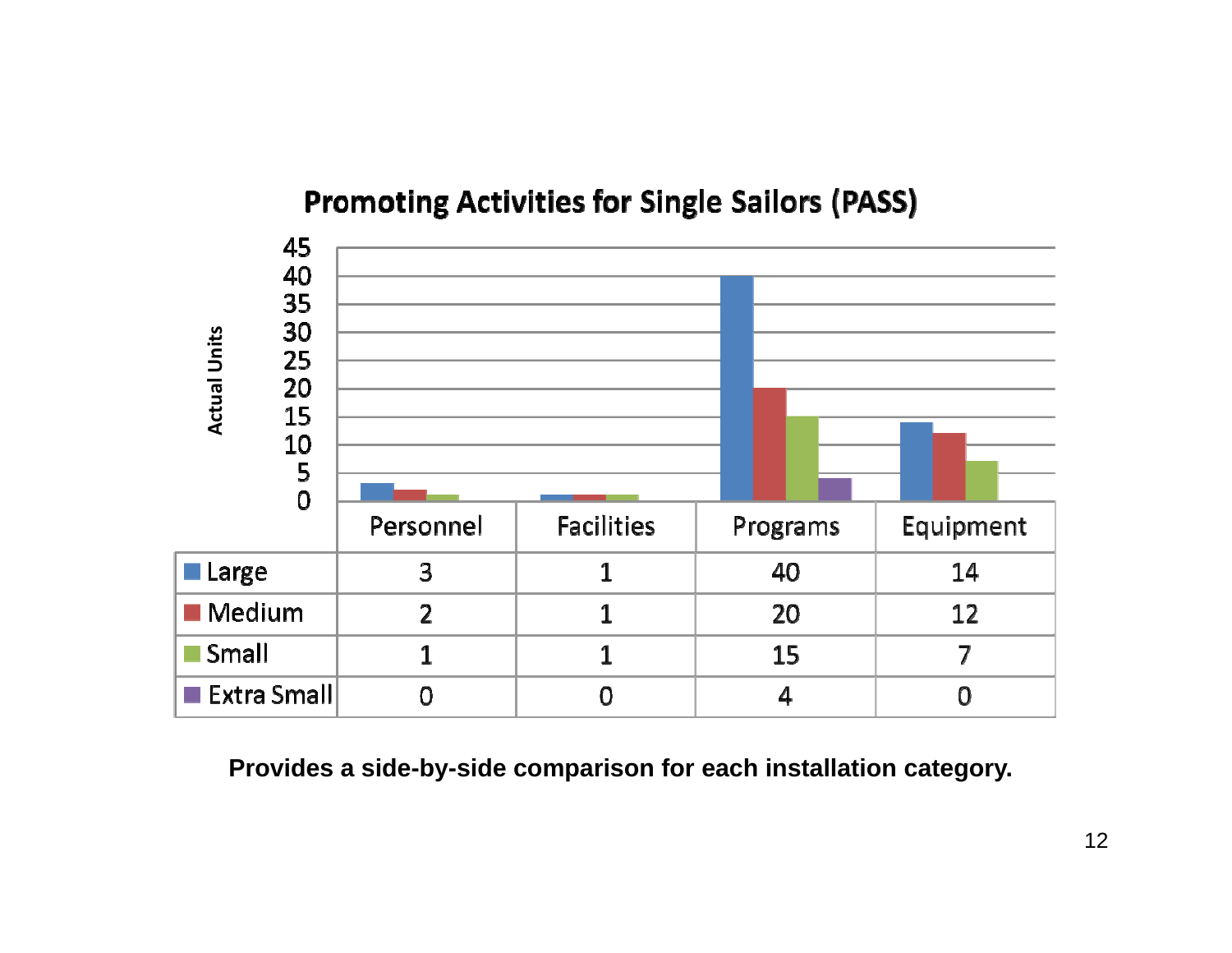## Promoting Activities for Single Sailors (PASS)

|  | Personnel | Facilities | Programs | Equipment |
|---|---|---|---|---|
| Large | 3 | 1 | 40 | 14 |
| Medium | 2 | 1 | 20 | 12 |
| Small | 1 | 1 | 15 | 7 |
| Extra Small | 0 | 0 | 4 | 0 |

**Provides a side-by-side comparison for each installation category.**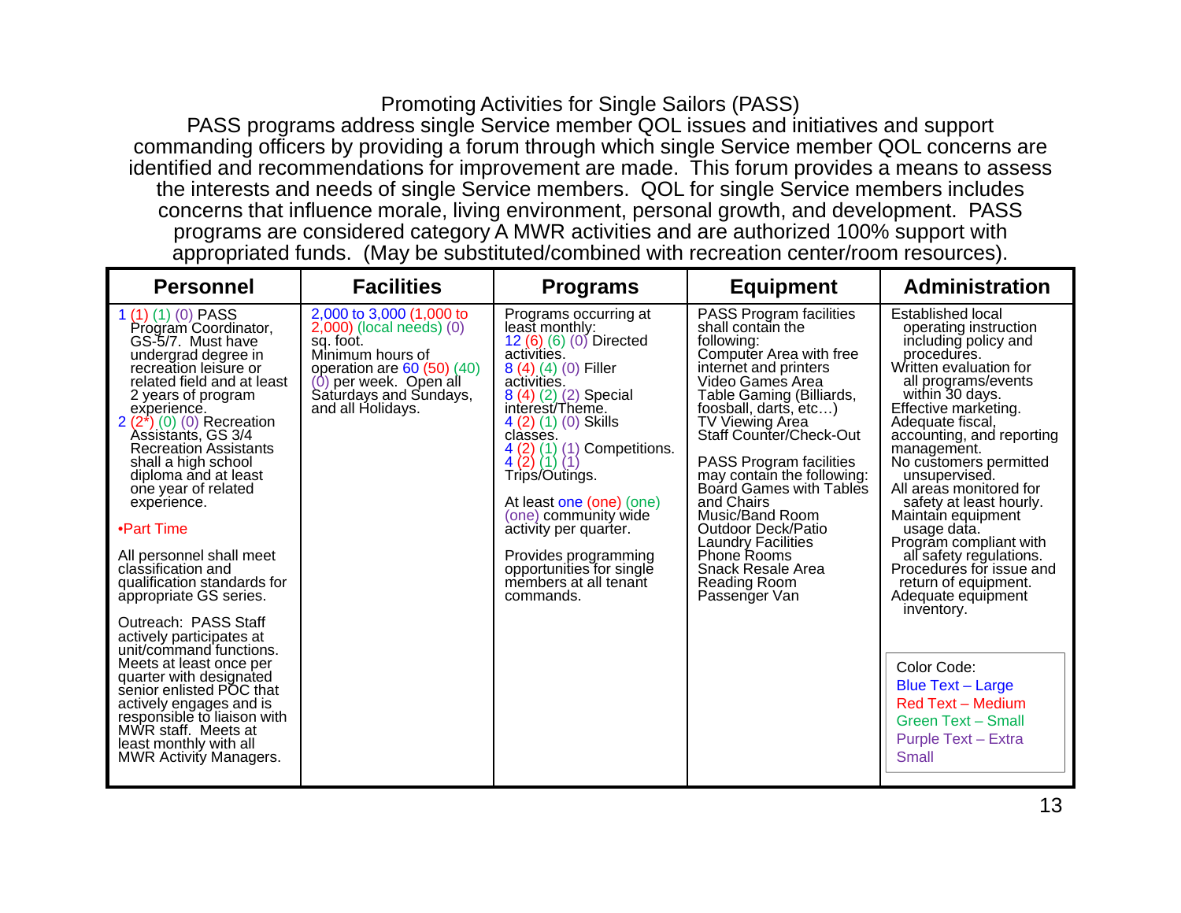# Promoting Activities for Single Sailors (PASS)

PASS programs address single Service member QOL issues and initiatives and support commanding officers by providing a forum through which single Service member QOL concerns are identified and recommendations for improvement are made. This forum provides a means to assess the interests and needs of single Service members. QOL for single Service members includes concerns that influence morale, living environment, personal growth, and development. PASS programs are considered category A MWR activities and are authorized 100% support with appropriated funds. (May be substituted/combined with recreation center/room resources).

| Personnel | Facilities | Programs | Equipment | Administration |
|---|---|---|---|---|
| 1 (1) (1) (0) PASS Program Coordinator, GS-5/7. Must have undergrad degree in recreation leisure or related field and at least 2 years of program experience.<br>2 (2*) (0) (0) Recreation Assistants, GS 3/4 Recreation Assistants shall a high school diploma and at least one year of related experience.<br><br>•Part Time<br><br>All personnel shall meet classification and qualification standards for appropriate GS series.<br><br>Outreach: PASS Staff actively participates at unit/command functions. Meets at least once per quarter with designated senior enlisted POC that actively engages and is responsible to liaison with MWR staff. Meets at least monthly with all MWR Activity Managers. | 2,000 to 3,000 (1,000 to 2,000) (local needs) (0) sq. foot.<br>Minimum hours of operation are 60 (50) (40) (0) per week. Open all Saturdays and Sundays, and all Holidays. | Programs occurring at least monthly:<br>12 (6) (6) (0) Directed activities.<br>8 (4) (4) (0) Filler activities.<br>8 (4) (2) (2) Special interest/Theme.<br>4 (2) (1) (0) Skills classes.<br>4 (2) (1) (1) Competitions.<br>4 (2) (1) (1) Trips/Outings.<br><br>At least one (one) (one) (one) community wide activity per quarter.<br><br>Provides programming opportunities for single members at all tenant commands. | PASS Program facilities shall contain the following:<br>Computer Area with free internet and printers<br>Video Games Area<br>Table Gaming (Billiards, foosball, darts, etc…)<br>TV Viewing Area<br>Staff Counter/Check-Out<br><br>PASS Program facilities may contain the following:<br>Board Games with Tables and Chairs<br>Music/Band Room<br>Outdoor Deck/Patio<br>Laundry Facilities<br>Phone Rooms<br>Snack Resale Area<br>Reading Room<br>Passenger Van | Established local operating instruction including policy and procedures.<br>Written evaluation for all programs/events within 30 days.<br>Effective marketing.<br>Adequate fiscal, accounting, and reporting management.<br>No customers permitted unsupervised.<br>All areas monitored for safety at least hourly.<br>Maintain equipment usage data.<br>Program compliant with all safety regulations.<br>Procedures for issue and return of equipment.<br>Adequate equipment inventory.<br><br>Color Code:<br>Blue Text – Large<br>Red Text – Medium<br>Green Text – Small<br>Purple Text – Extra Small |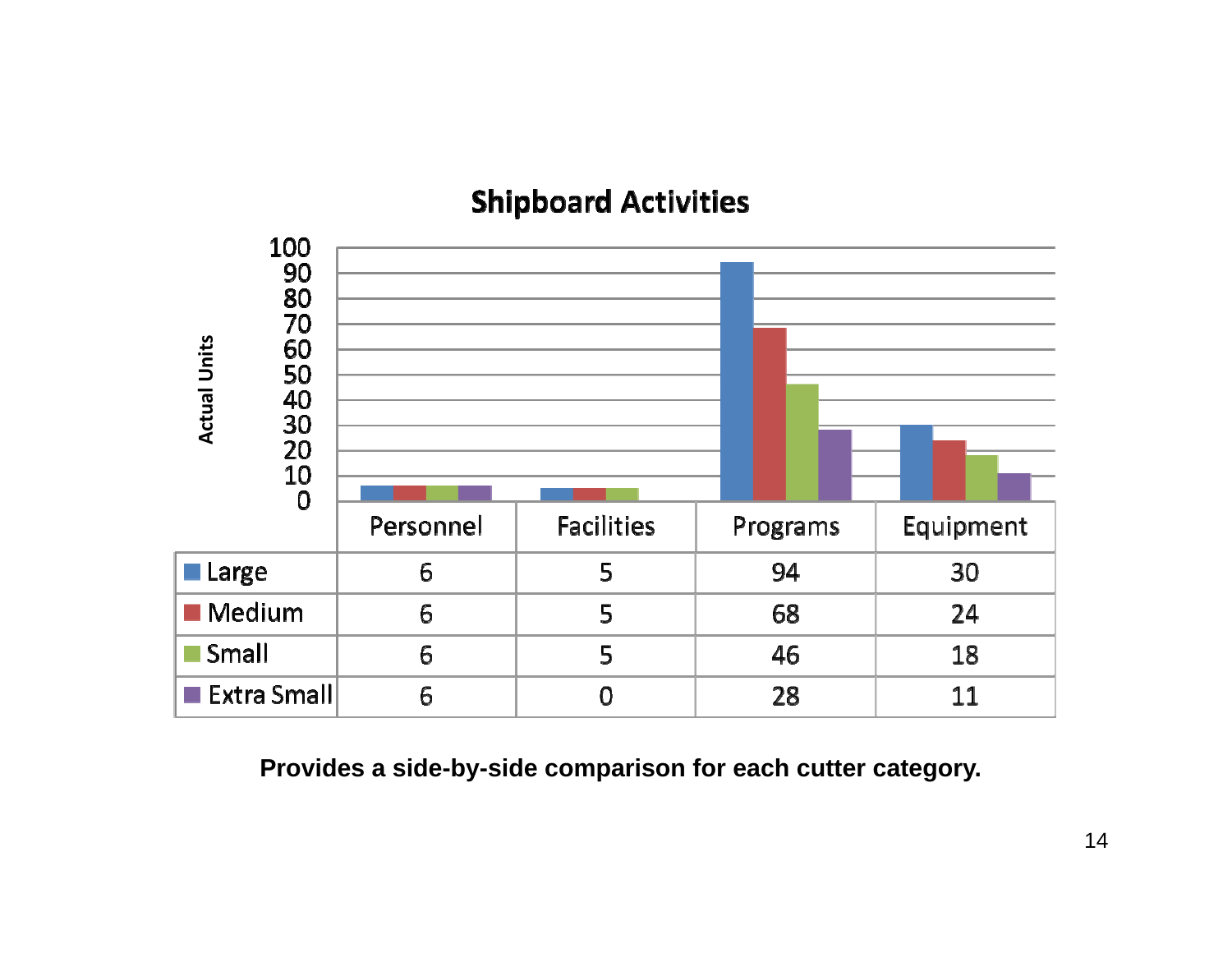## Shipboard Activities

| | Personnel | Facilities | Programs | Equipment |
|---|---|---|---|---|
| Large | 6 | 5 | 94 | 30 |
| Medium | 6 | 5 | 68 | 24 |
| Small | 6 | 5 | 46 | 18 |
| Extra Small | 6 | 0 | 28 | 11 |

**Provides a side-by-side comparison for each cutter category.**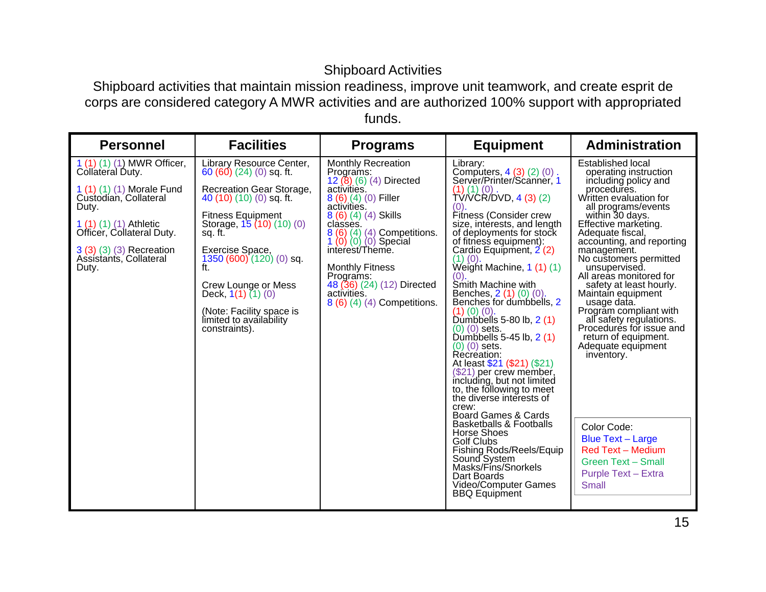# Shipboard Activities

Shipboard activities that maintain mission readiness, improve unit teamwork, and create esprit de corps are considered category A MWR activities and are authorized 100% support with appropriated funds.

| Personnel | Facilities | Programs | Equipment | Administration |
|---|---|---|---|---|
| 1 (1) (1) (1) MWR Officer, Collateral Duty.<br><br>1 (1) (1) (1) Morale Fund Custodian, Collateral Duty.<br><br>1 (1) (1) (1) Athletic Officer, Collateral Duty.<br><br>3 (3) (3) (3) Recreation Assistants, Collateral Duty. | Library Resource Center, 60 (60) (24) (0) sq. ft.<br><br>Recreation Gear Storage, 40 (10) (10) (0) sq. ft.<br><br>Fitness Equipment Storage, 15 (10) (10) (0) sq. ft.<br><br>Exercise Space, 1350 (600) (120) (0) sq. ft.<br><br>Crew Lounge or Mess Deck, 1(1) (1) (0)<br><br>(Note: Facility space is limited to availability constraints). | Monthly Recreation Programs:<br>12 (8) (6) (4) Directed activities.<br>8 (6) (4) (0) Filler activities.<br>8 (6) (4) (4) Skills classes.<br>8 (6) (4) (4) Competitions.<br>1 (0) (0) (0) Special interest/Theme.<br><br>Monthly Fitness Programs:<br>48 (36) (24) (12) Directed activities.<br>8 (6) (4) (4) Competitions. | Library:<br>Computers, 4 (3) (2) (0) .<br>Server/Printer/Scanner, 1 (1) (1) (0) .<br>TV/VCR/DVD, 4 (3) (2) (0).<br>Fitness (Consider crew size, interests, and length of deployments for stock of fitness equipment):<br>Cardio Equipment, 2 (2) (1) (0).<br>Weight Machine, 1 (1) (1) (0).<br>Smith Machine with Benches, 2 (1) (0) (0).<br>Benches for dumbbells, 2 (1) (0) (0).<br>Dumbbells 5-80 lb, 2 (1) (0) (0) sets.<br>Dumbbells 5-45 lb, 2 (1) (0) (0) sets.<br>Recreation:<br>At least $21 ($21) ($21) ($21) per crew member, including, but not limited to, the following to meet the diverse interests of crew:<br>Board Games & Cards<br>Basketballs & Footballs<br>Horse Shoes<br>Golf Clubs<br>Fishing Rods/Reels/Equip<br>Sound System<br>Masks/Fins/Snorkels<br>Dart Boards<br>Video/Computer Games<br>BBQ Equipment | Established local operating instruction including policy and procedures.<br>Written evaluation for all programs/events within 30 days.<br>Effective marketing.<br>Adequate fiscal, accounting, and reporting management.<br>No customers permitted unsupervised.<br>All areas monitored for safety at least hourly.<br>Maintain equipment usage data.<br>Program compliant with all safety regulations.<br>Procedures for issue and return of equipment.<br>Adequate equipment inventory.<br><br>Color Code:<br>Blue Text – Large<br>Red Text – Medium<br>Green Text – Small<br>Purple Text – Extra Small |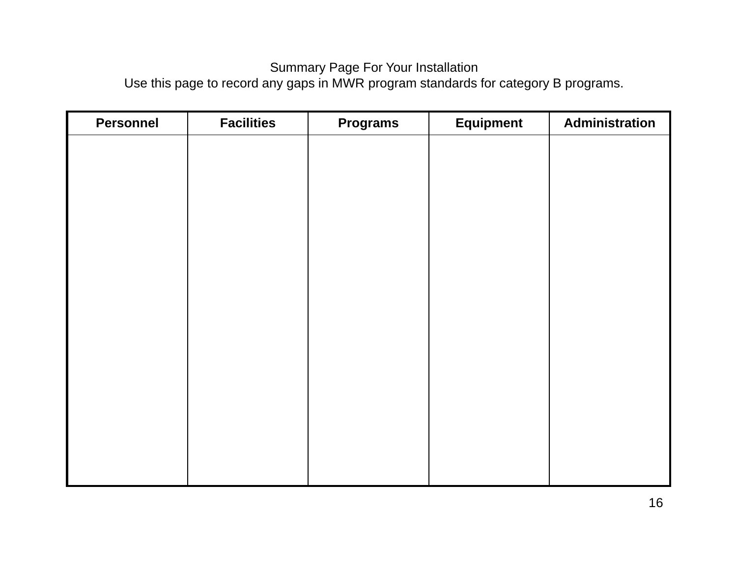Summary Page For Your Installation

Use this page to record any gaps in MWR program standards for category B programs.

| Personnel | Facilities | Programs | Equipment | Administration |
|---|---|---|---|---|
| | | | | |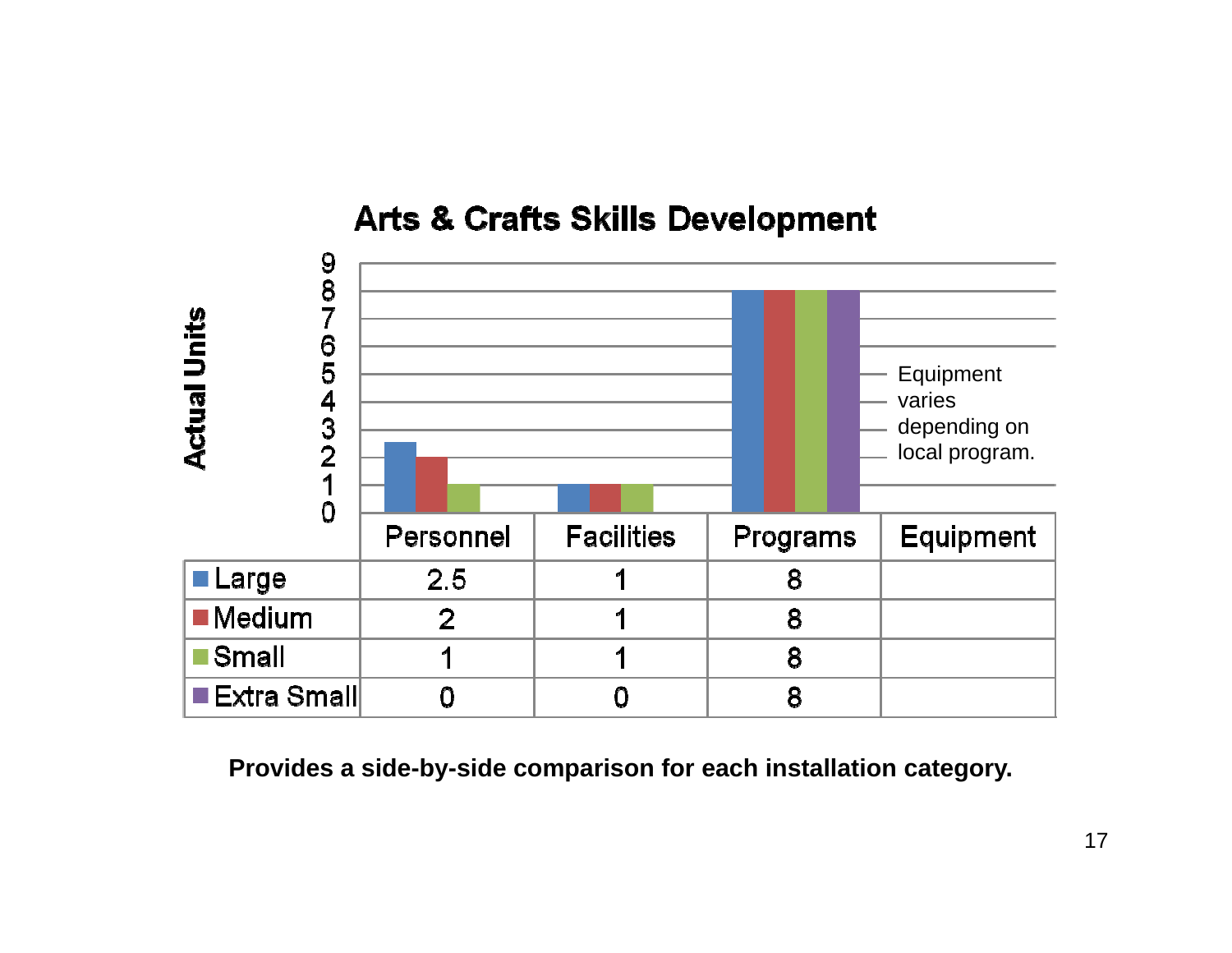# Arts & Crafts Skills Development

Actual Units

| | Personnel | Facilities | Programs | Equipment |
|---|---|---|---|---|
| Large | 2.5 | 1 | 8 | |
| Medium | 2 | 1 | 8 | |
| Small | 1 | 1 | 8 | |
| Extra Small | 0 | 0 | 8 | |

Equipment varies depending on local program.

**Provides a side-by-side comparison for each installation category.**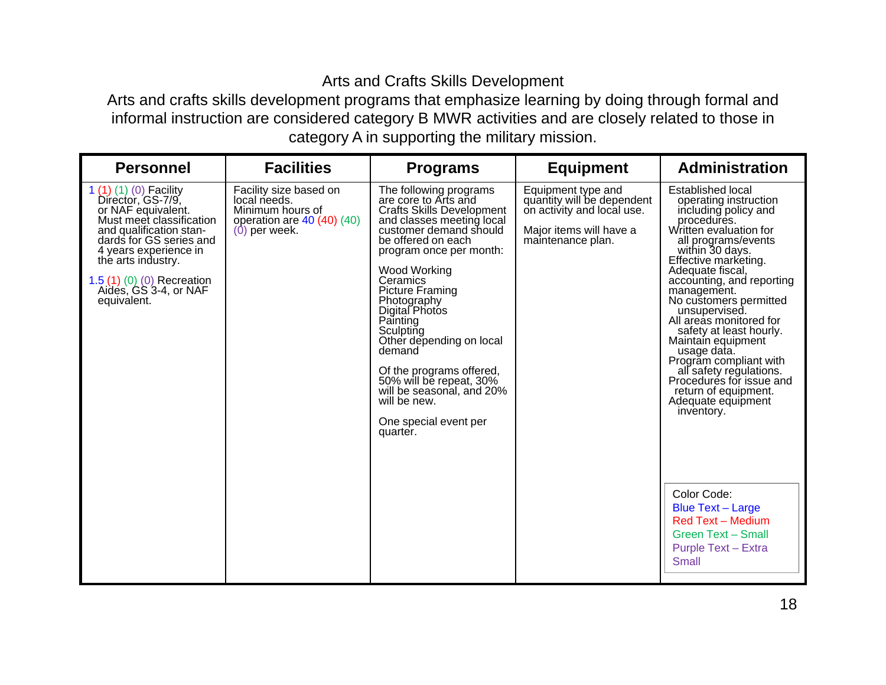# Arts and Crafts Skills Development

Arts and crafts skills development programs that emphasize learning by doing through formal and informal instruction are considered category B MWR activities and are closely related to those in category A in supporting the military mission.

| Personnel | Facilities | Programs | Equipment | Administration |
|---|---|---|---|---|
| 1 (1) (1) (0) Facility Director, GS-7/9, or NAF equivalent. Must meet classification and qualification standards for GS series and 4 years experience in the arts industry.<br><br>1.5 (1) (0) (0) Recreation Aides, GS 3-4, or NAF equivalent. | Facility size based on local needs. Minimum hours of operation are 40 (40) (40) (0) per week. | The following programs are core to Arts and Crafts Skills Development and classes meeting local customer demand should be offered on each program once per month:<br><br>Wood Working<br>Ceramics<br>Picture Framing<br>Photography<br>Digital Photos<br>Painting<br>Sculpting<br>Other depending on local demand<br><br>Of the programs offered, 50% will be repeat, 30% will be seasonal, and 20% will be new.<br><br>One special event per quarter. | Equipment type and quantity will be dependent on activity and local use.<br><br>Major items will have a maintenance plan. | Established local operating instruction including policy and procedures.<br>Written evaluation for all programs/events within 30 days.<br>Effective marketing.<br>Adequate fiscal, accounting, and reporting management.<br>No customers permitted unsupervised.<br>All areas monitored for safety at least hourly.<br>Maintain equipment usage data.<br>Program compliant with all safety regulations.<br>Procedures for issue and return of equipment.<br>Adequate equipment inventory.<br><br>Color Code:<br>Blue Text – Large<br>Red Text – Medium<br>Green Text – Small<br>Purple Text – Extra Small |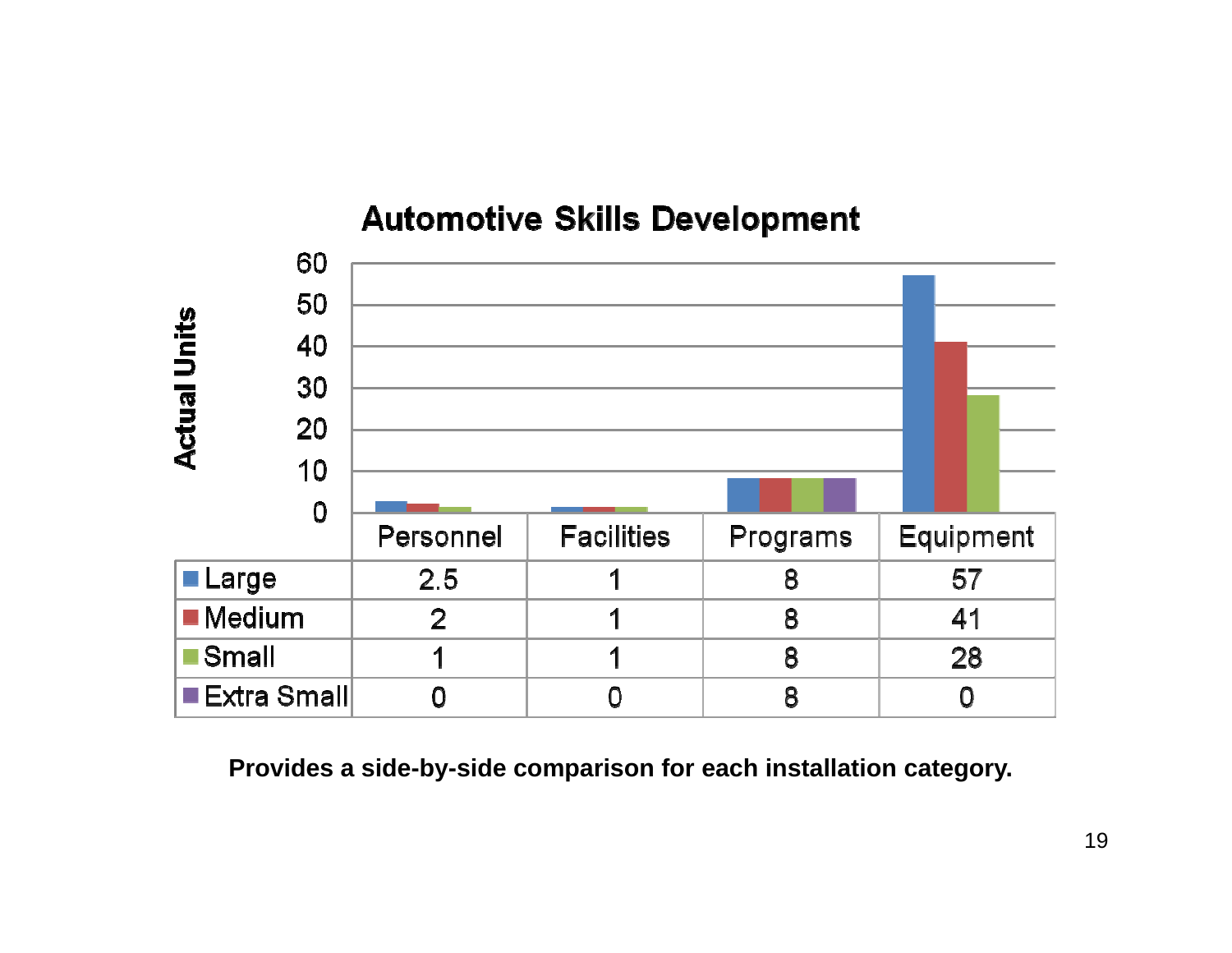## Automotive Skills Development

Actual Units

| | Personnel | Facilities | Programs | Equipment |
|---|---|---|---|---|
| Large | 2.5 | 1 | 8 | 57 |
| Medium | 2 | 1 | 8 | 41 |
| Small | 1 | 1 | 8 | 28 |
| Extra Small | 0 | 0 | 8 | 0 |

**Provides a side-by-side comparison for each installation category.**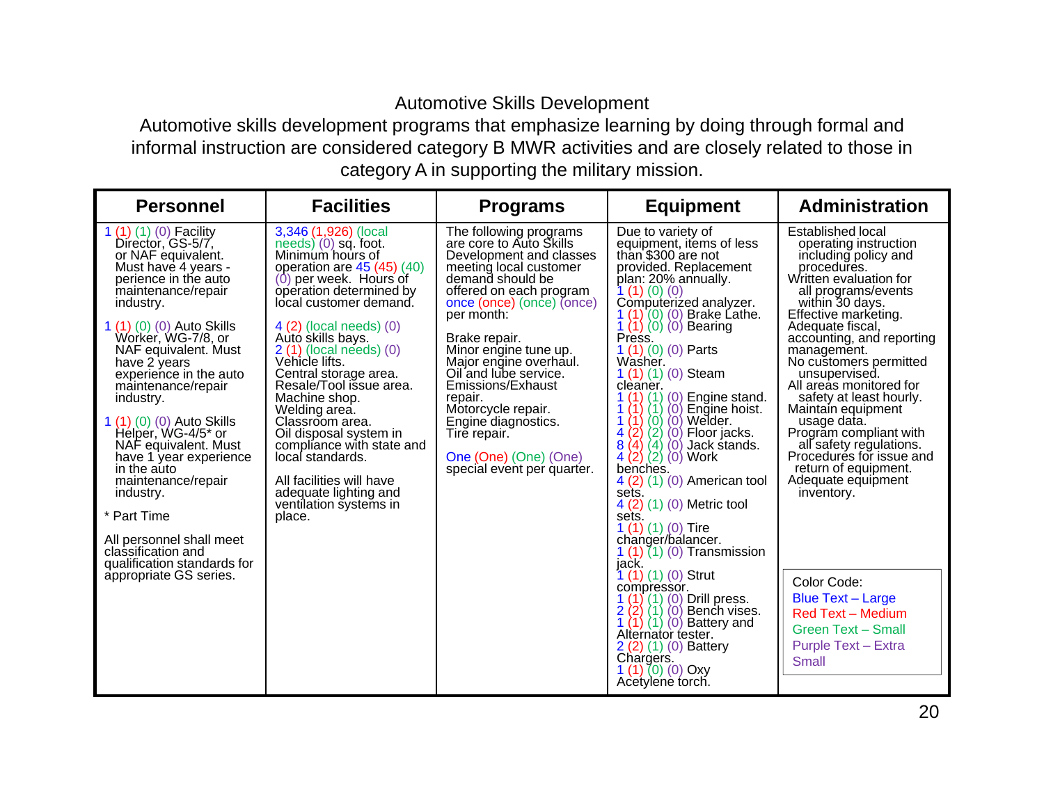# Automotive Skills Development

Automotive skills development programs that emphasize learning by doing through formal and informal instruction are considered category B MWR activities and are closely related to those in category A in supporting the military mission.

| Personnel | Facilities | Programs | Equipment | Administration |
|---|---|---|---|---|
| 1 (1) (1) (0) Facility Director, GS-5/7, or NAF equivalent. Must have 4 years - perience in the auto maintenance/repair industry.<br><br>1 (1) (0) (0) Auto Skills Worker, WG-7/8, or NAF equivalent. Must have 2 years experience in the auto maintenance/repair industry.<br><br>1 (1) (0) (0) Auto Skills Helper, WG-4/5* or NAF equivalent. Must have 1 year experience in the auto maintenance/repair industry.<br><br>* Part Time<br><br>All personnel shall meet classification and qualification standards for appropriate GS series. | 3,346 (1,926) (local needs) (0) sq. foot. Minimum hours of operation are 45 (45) (40) (0) per week. Hours of operation determined by local customer demand.<br><br>4 (2) (local needs) (0) Auto skills bays.<br>2 (1) (local needs) (0) Vehicle lifts.<br>Central storage area.<br>Resale/Tool issue area.<br>Machine shop.<br>Welding area.<br>Classroom area.<br>Oil disposal system in compliance with state and local standards.<br><br>All facilities will have adequate lighting and ventilation systems in place. | The following programs are core to Auto Skills Development and classes meeting local customer demand should be offered on each program once (once) (once) (once) per month:<br><br>Brake repair.<br>Minor engine tune up.<br>Major engine overhaul.<br>Oil and lube service.<br>Emissions/Exhaust repair.<br>Motorcycle repair.<br>Engine diagnostics.<br>Tire repair.<br><br>One (One) (One) (One) special event per quarter. | Due to variety of equipment, items of less than $300 are not provided. Replacement plan: 20% annually.<br>1 (1) (0) (0) Computerized analyzer.<br>1 (1) (0) (0) Brake Lathe.<br>1 (1) (0) (0) Bearing Press.<br>1 (1) (0) (0) Parts Washer.<br>1 (1) (1) (0) Steam cleaner.<br>1 (1) (1) (0) Engine stand.<br>1 (1) (1) (0) Engine hoist.<br>1 (1) (0) (0) Welder.<br>4 (2) (2) (0) Floor jacks.<br>8 (4) (4) (0) Jack stands.<br>4 (2) (2) (0) Work benches.<br>4 (2) (1) (0) American tool sets.<br>4 (2) (1) (0) Metric tool sets.<br>1 (1) (1) (0) Tire changer/balancer.<br>1 (1) (1) (0) Transmission jack.<br>1 (1) (1) (0) Strut compressor.<br>1 (1) (1) (0) Drill press.<br>2 (2) (1) (0) Bench vises.<br>1 (1) (1) (0) Battery and Alternator tester.<br>2 (2) (1) (0) Battery Chargers.<br>1 (1) (0) (0) Oxy Acetylene torch. | Established local operating instruction including policy and procedures.<br>Written evaluation for all programs/events within 30 days.<br>Effective marketing.<br>Adequate fiscal, accounting, and reporting management.<br>No customers permitted unsupervised.<br>All areas monitored for safety at least hourly.<br>Maintain equipment usage data.<br>Program compliant with all safety regulations.<br>Procedures for issue and return of equipment.<br>Adequate equipment inventory.<br><br>Color Code:<br>Blue Text – Large<br>Red Text – Medium<br>Green Text – Small<br>Purple Text – Extra Small |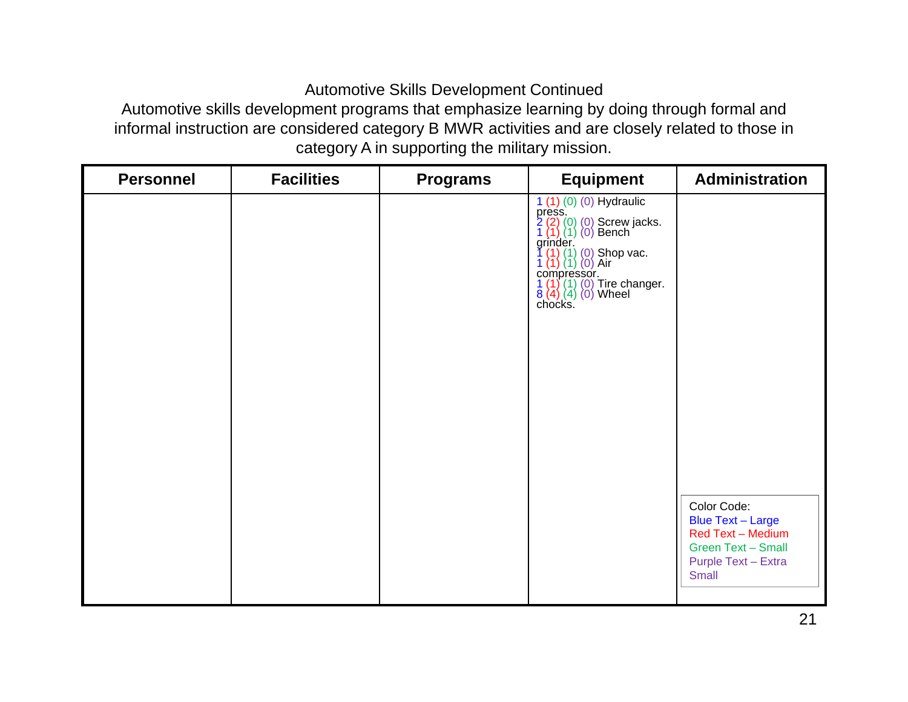# Automotive Skills Development Continued

Automotive skills development programs that emphasize learning by doing through formal and informal instruction are considered category B MWR activities and are closely related to those in category A in supporting the military mission.

| Personnel | Facilities | Programs | Equipment | Administration |
|---|---|---|---|---|
| | | | 1 (1) (0) (0) Hydraulic press.<br>2 (2) (0) (0) Screw jacks.<br>1 (1) (1) (0) Bench grinder.<br>1 (1) (1) (0) Shop vac.<br>1 (1) (1) (0) Air compressor.<br>1 (1) (1) (0) Tire changer.<br>8 (4) (4) (0) Wheel chocks. | Color Code:<br>Blue Text – Large<br>Red Text – Medium<br>Green Text – Small<br>Purple Text – Extra Small |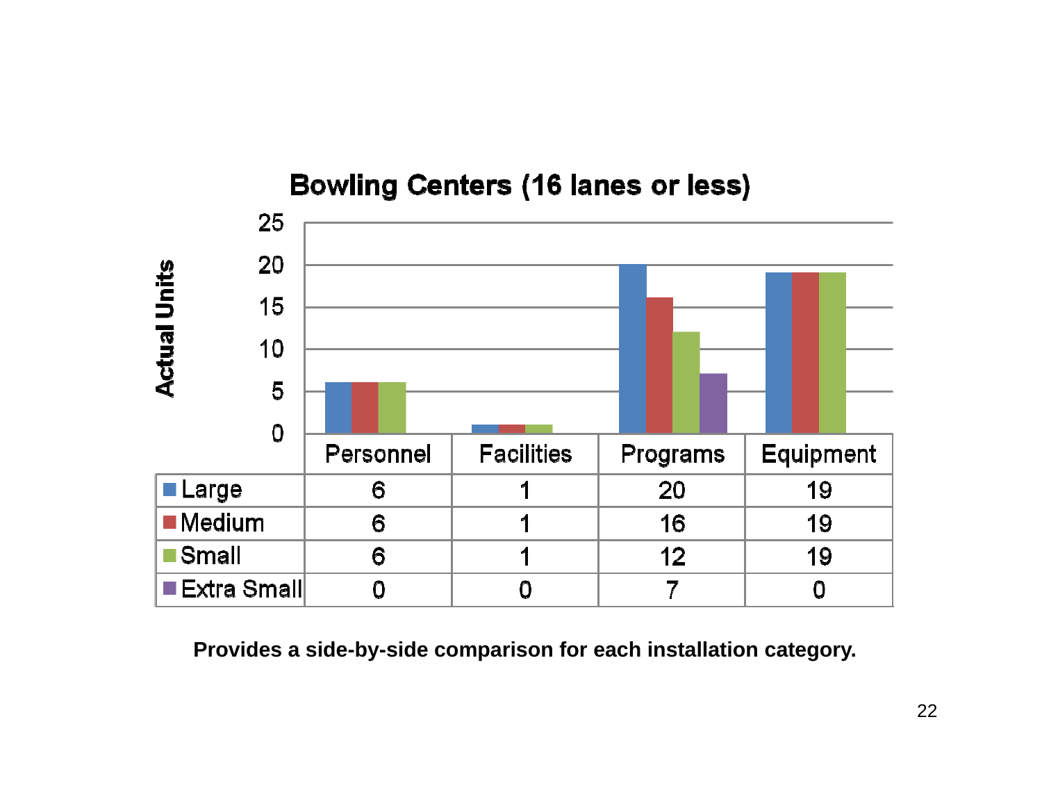## Bowling Centers (16 lanes or less)

Actual Units

| | Personnel | Facilities | Programs | Equipment |
|---|---|---|---|---|
| Large | 6 | 1 | 20 | 19 |
| Medium | 6 | 1 | 16 | 19 |
| Small | 6 | 1 | 12 | 19 |
| Extra Small | 0 | 0 | 7 | 0 |

**Provides a side-by-side comparison for each installation category.**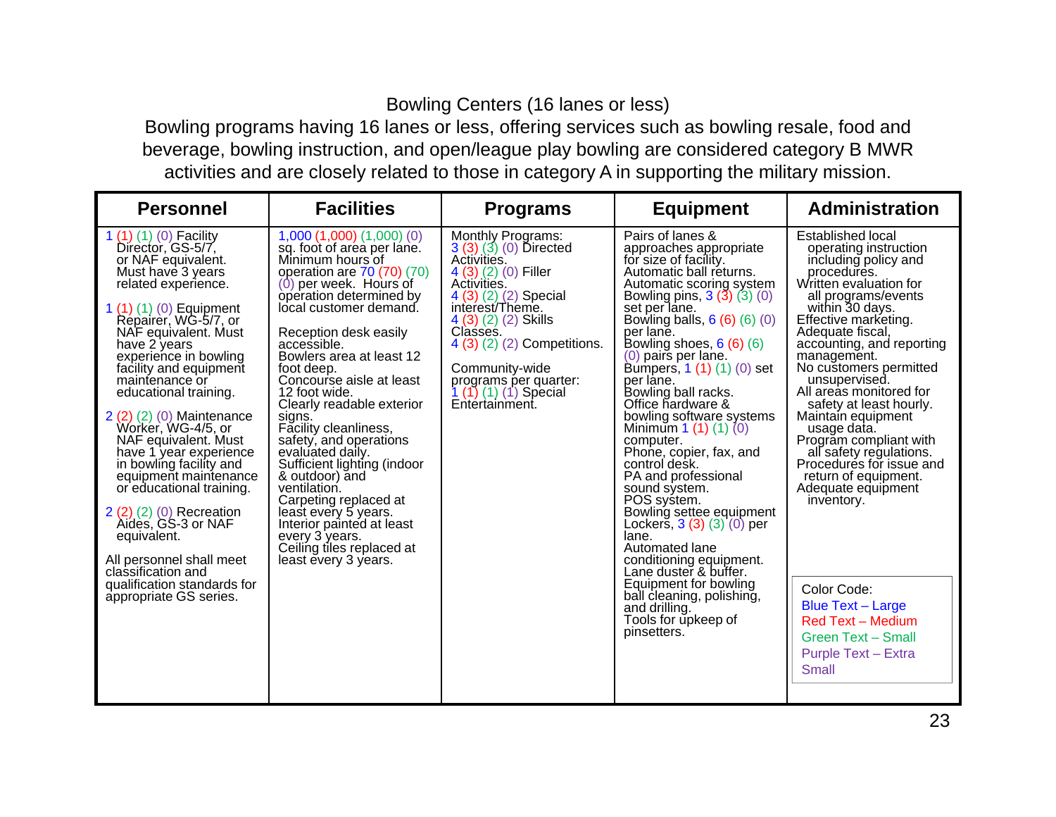Bowling Centers (16 lanes or less)

Bowling programs having 16 lanes or less, offering services such as bowling resale, food and beverage, bowling instruction, and open/league play bowling are considered category B MWR activities and are closely related to those in category A in supporting the military mission.

| Personnel | Facilities | Programs | Equipment | Administration |
|---|---|---|---|---|
| 1 (1) (1) (0) Facility Director, GS-5/7, or NAF equivalent. Must have 3 years related experience.<br><br>1 (1) (1) (0) Equipment Repairer, WG-5/7, or NAF equivalent. Must have 2 years experience in bowling facility and equipment maintenance or educational training.<br><br>2 (2) (2) (0) Maintenance Worker, WG-4/5, or NAF equivalent. Must have 1 year experience in bowling facility and equipment maintenance or educational training.<br><br>2 (2) (2) (0) Recreation Aides, GS-3 or NAF equivalent.<br><br>All personnel shall meet classification and qualification standards for appropriate GS series. | 1,000 (1,000) (1,000) (0) sq. foot of area per lane. Minimum hours of operation are 70 (70) (70) (0) per week. Hours of operation determined by local customer demand.<br><br>Reception desk easily accessible.<br>Bowlers area at least 12 foot deep.<br>Concourse aisle at least 12 foot wide.<br>Clearly readable exterior signs.<br>Facility cleanliness, safety, and operations evaluated daily.<br>Sufficient lighting (indoor & outdoor) and ventilation.<br>Carpeting replaced at least every 5 years.<br>Interior painted at least every 3 years.<br>Ceiling tiles replaced at least every 3 years. | Monthly Programs:<br>3 (3) (3) (0) Directed Activities.<br>4 (3) (2) (0) Filler Activities.<br>4 (3) (2) (2) Special interest/Theme.<br>4 (3) (2) (2) Skills Classes.<br>4 (3) (2) (2) Competitions.<br><br>Community-wide programs per quarter:<br>1 (1) (1) (1) Special Entertainment. | Pairs of lanes & approaches appropriate for size of facility.<br>Automatic ball returns.<br>Automatic scoring system<br>Bowling pins, 3 (3) (3) (0) set per lane.<br>Bowling balls, 6 (6) (6) (0) per lane.<br>Bowling shoes, 6 (6) (6) (0) pairs per lane.<br>Bumpers, 1 (1) (1) (0) set per lane.<br>Bowling ball racks.<br>Office hardware & bowling software systems<br>Minimum 1 (1) (1) (0) computer.<br>Phone, copier, fax, and control desk.<br>PA and professional sound system.<br>POS system.<br>Bowling settee equipment<br>Lockers, 3 (3) (3) (0) per lane.<br>Automated lane conditioning equipment.<br>Lane duster & buffer.<br>Equipment for bowling ball cleaning, polishing, and drilling.<br>Tools for upkeep of pinsetters. | Established local operating instruction including policy and procedures.<br>Written evaluation for all programs/events within 30 days.<br>Effective marketing.<br>Adequate fiscal, accounting, and reporting management.<br>No customers permitted unsupervised.<br>All areas monitored for safety at least hourly.<br>Maintain equipment usage data.<br>Program compliant with all safety regulations.<br>Procedures for issue and return of equipment.<br>Adequate equipment inventory.<br><br>Color Code:<br>Blue Text – Large<br>Red Text – Medium<br>Green Text – Small<br>Purple Text – Extra Small |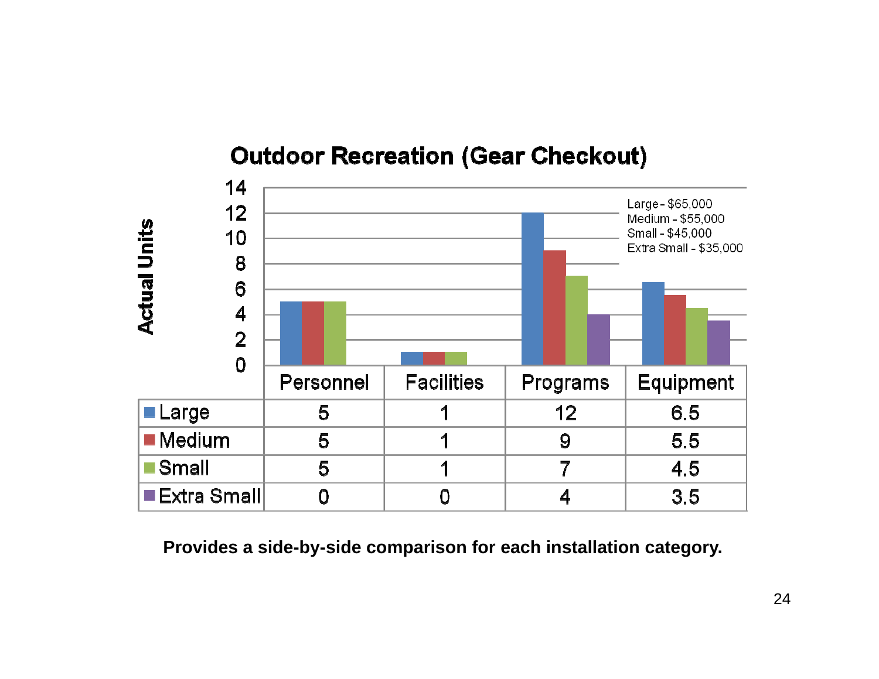## Outdoor Recreation (Gear Checkout)

Actual Units

Large - $65,000
Medium - $55,000
Small - $45,000
Extra Small - $35,000

| | Personnel | Facilities | Programs | Equipment |
|---|---|---|---|---|
| Large | 5 | 1 | 12 | 6.5 |
| Medium | 5 | 1 | 9 | 5.5 |
| Small | 5 | 1 | 7 | 4.5 |
| Extra Small | 0 | 0 | 4 | 3.5 |

**Provides a side-by-side comparison for each installation category.**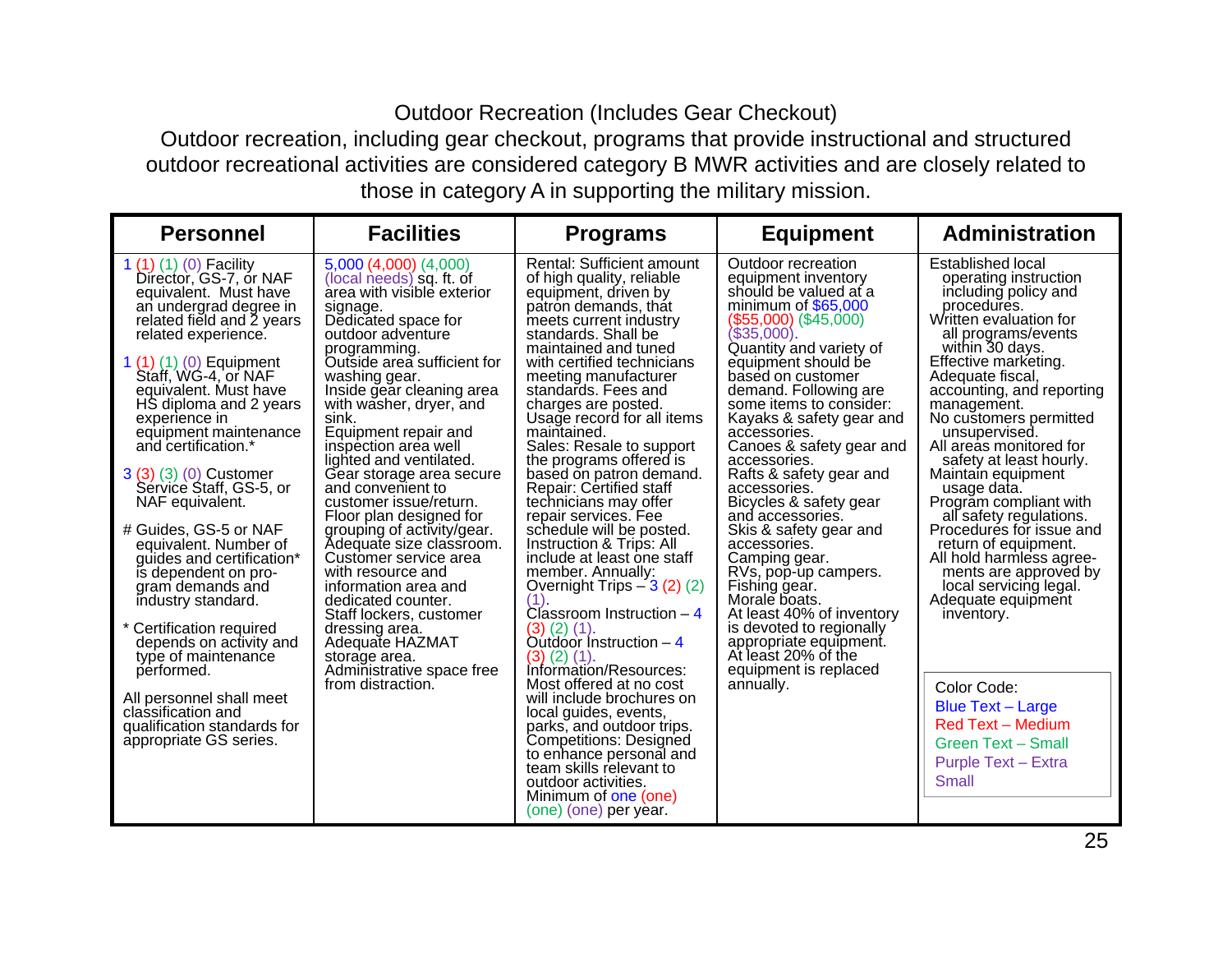# Outdoor Recreation (Includes Gear Checkout)

Outdoor recreation, including gear checkout, programs that provide instructional and structured outdoor recreational activities are considered category B MWR activities and are closely related to those in category A in supporting the military mission.

| Personnel | Facilities | Programs | Equipment | Administration |
|---|---|---|---|---|
| 1 (1) (1) (0) Facility Director, GS-7, or NAF equivalent. Must have an undergrad degree in related field and 2 years related experience.<br><br>1 (1) (1) (0) Equipment Staff, WG-4, or NAF equivalent. Must have HS diploma and 2 years experience in equipment maintenance and certification.*<br><br>3 (3) (3) (0) Customer Service Staff, GS-5, or NAF equivalent.<br><br># Guides, GS-5 or NAF equivalent. Number of guides and certification* is dependent on program demands and industry standard.<br><br>* Certification required depends on activity and type of maintenance performed.<br><br>All personnel shall meet classification and qualification standards for appropriate GS series. | 5,000 (4,000) (4,000) (local needs) sq. ft. of area with visible exterior signage.<br>Dedicated space for outdoor adventure programming.<br>Outside area sufficient for washing gear.<br>Inside gear cleaning area with washer, dryer, and sink.<br>Equipment repair and inspection area well lighted and ventilated.<br>Gear storage area secure and convenient to customer issue/return.<br>Floor plan designed for grouping of activity/gear.<br>Adequate size classroom.<br>Customer service area with resource and information area and dedicated counter.<br>Staff lockers, customer dressing area.<br>Adequate HAZMAT storage area.<br>Administrative space free from distraction. | Rental: Sufficient amount of high quality, reliable equipment, driven by patron demands, that meets current industry standards. Shall be maintained and tuned with certified technicians meeting manufacturer standards. Fees and charges are posted. Usage record for all items maintained.<br>Sales: Resale to support the programs offered is based on patron demand.<br>Repair: Certified staff technicians may offer repair services. Fee schedule will be posted.<br>Instruction & Trips: All include at least one staff member. Annually:<br>Overnight Trips – 3 (2) (2) (1).<br>Classroom Instruction – 4 (3) (2) (1).<br>Outdoor Instruction – 4 (3) (2) (1).<br>Information/Resources: Most offered at no cost will include brochures on local guides, events, parks, and outdoor trips.<br>Competitions: Designed to enhance personal and team skills relevant to outdoor activities.<br>Minimum of one (one) (one) (one) per year. | Outdoor recreation equipment inventory should be valued at a minimum of $65,000 ($55,000) ($45,000) ($35,000).<br>Quantity and variety of equipment should be based on customer demand. Following are some items to consider:<br>Kayaks & safety gear and accessories.<br>Canoes & safety gear and accessories.<br>Rafts & safety gear and accessories.<br>Bicycles & safety gear and accessories.<br>Skis & safety gear and accessories.<br>Camping gear.<br>RVs, pop-up campers.<br>Fishing gear.<br>Morale boats.<br>At least 40% of inventory is devoted to regionally appropriate equipment.<br>At least 20% of the equipment is replaced annually. | Established local operating instruction including policy and procedures.<br>Written evaluation for all programs/events within 30 days.<br>Effective marketing.<br>Adequate fiscal, accounting, and reporting management.<br>No customers permitted unsupervised.<br>All areas monitored for safety at least hourly.<br>Maintain equipment usage data.<br>Program compliant with all safety regulations.<br>Procedures for issue and return of equipment.<br>All hold harmless agreements are approved by local servicing legal.<br>Adequate equipment inventory.<br><br>Color Code:<br>Blue Text – Large<br>Red Text – Medium<br>Green Text – Small<br>Purple Text – Extra Small |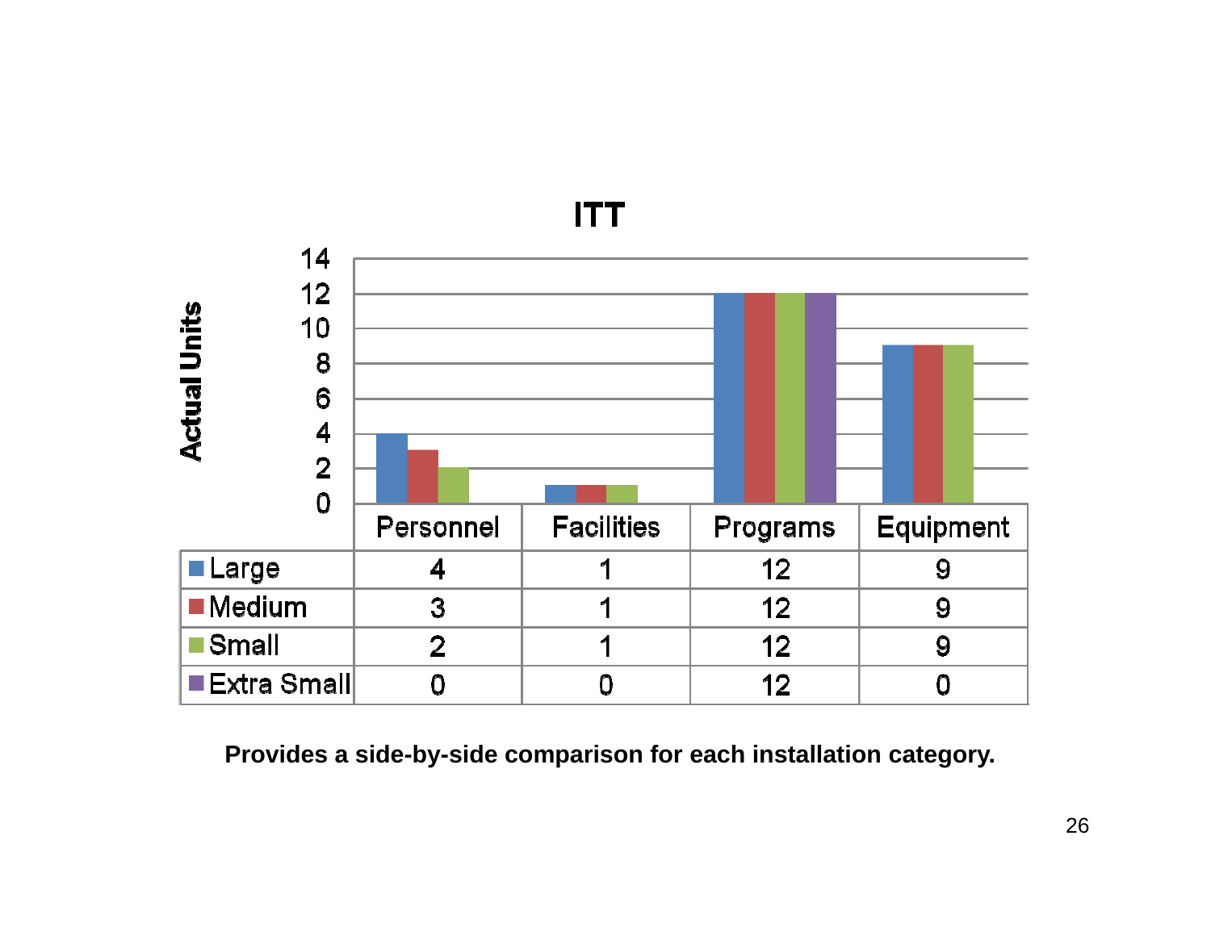## ITT

| | Personnel | Facilities | Programs | Equipment |
|---|---|---|---|---|
| Large | 4 | 1 | 12 | 9 |
| Medium | 3 | 1 | 12 | 9 |
| Small | 2 | 1 | 12 | 9 |
| Extra Small | 0 | 0 | 12 | 0 |

**Provides a side-by-side comparison for each installation category.**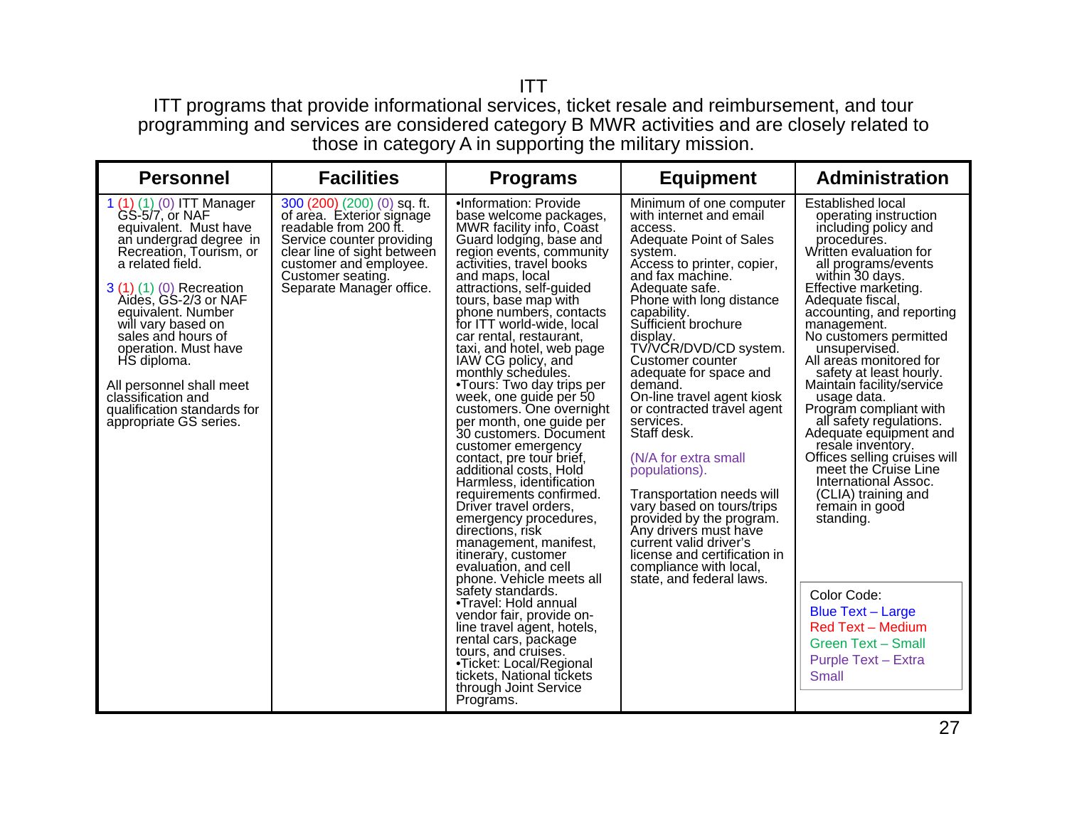# ITT

ITT programs that provide informational services, ticket resale and reimbursement, and tour programming and services are considered category B MWR activities and are closely related to those in category A in supporting the military mission.

| Personnel | Facilities | Programs | Equipment | Administration |
|---|---|---|---|---|
| 1 (1) (1) (0) ITT Manager GS-5/7, or NAF equivalent. Must have an undergrad degree in Recreation, Tourism, or a related field.<br><br>3 (1) (1) (0) Recreation Aides, GS-2/3 or NAF equivalent. Number will vary based on sales and hours of operation. Must have HS diploma.<br><br>All personnel shall meet classification and qualification standards for appropriate GS series. | 300 (200) (200) (0) sq. ft. of area. Exterior signage readable from 200 ft. Service counter providing clear line of sight between customer and employee. Customer seating. Separate Manager office. | •Information: Provide base welcome packages, MWR facility info, Coast Guard lodging, base and region events, community activities, travel books and maps, local attractions, self-guided tours, base map with phone numbers, contacts for ITT world-wide, local car rental, restaurant, taxi, and hotel, web page IAW CG policy, and monthly schedules.<br>•Tours: Two day trips per week, one guide per 50 customers. One overnight per month, one guide per 30 customers. Document customer emergency contact, pre tour brief, additional costs, Hold Harmless, identification requirements confirmed. Driver travel orders, emergency procedures, directions, risk management, manifest, itinerary, customer evaluation, and cell phone. Vehicle meets all safety standards.<br>•Travel: Hold annual vendor fair, provide on-line travel agent, hotels, rental cars, package tours, and cruises.<br>•Ticket: Local/Regional tickets, National tickets through Joint Service Programs. | Minimum of one computer with internet and email access.<br>Adequate Point of Sales system.<br>Access to printer, copier, and fax machine.<br>Adequate safe.<br>Phone with long distance capability.<br>Sufficient brochure display.<br>TV/VCR/DVD/CD system.<br>Customer counter adequate for space and demand.<br>On-line travel agent kiosk or contracted travel agent services.<br>Staff desk.<br><br>(N/A for extra small populations).<br><br>Transportation needs will vary based on tours/trips provided by the program. Any drivers must have current valid driver's license and certification in compliance with local, state, and federal laws. | Established local operating instruction including policy and procedures.<br>Written evaluation for all programs/events within 30 days.<br>Effective marketing.<br>Adequate fiscal, accounting, and reporting management.<br>No customers permitted unsupervised.<br>All areas monitored for safety at least hourly.<br>Maintain facility/service usage data.<br>Program compliant with all safety regulations.<br>Adequate equipment and resale inventory.<br>Offices selling cruises will meet the Cruise Line International Assoc. (CLIA) training and remain in good standing.<br><br>Color Code:<br>Blue Text – Large<br>Red Text – Medium<br>Green Text – Small<br>Purple Text – Extra Small |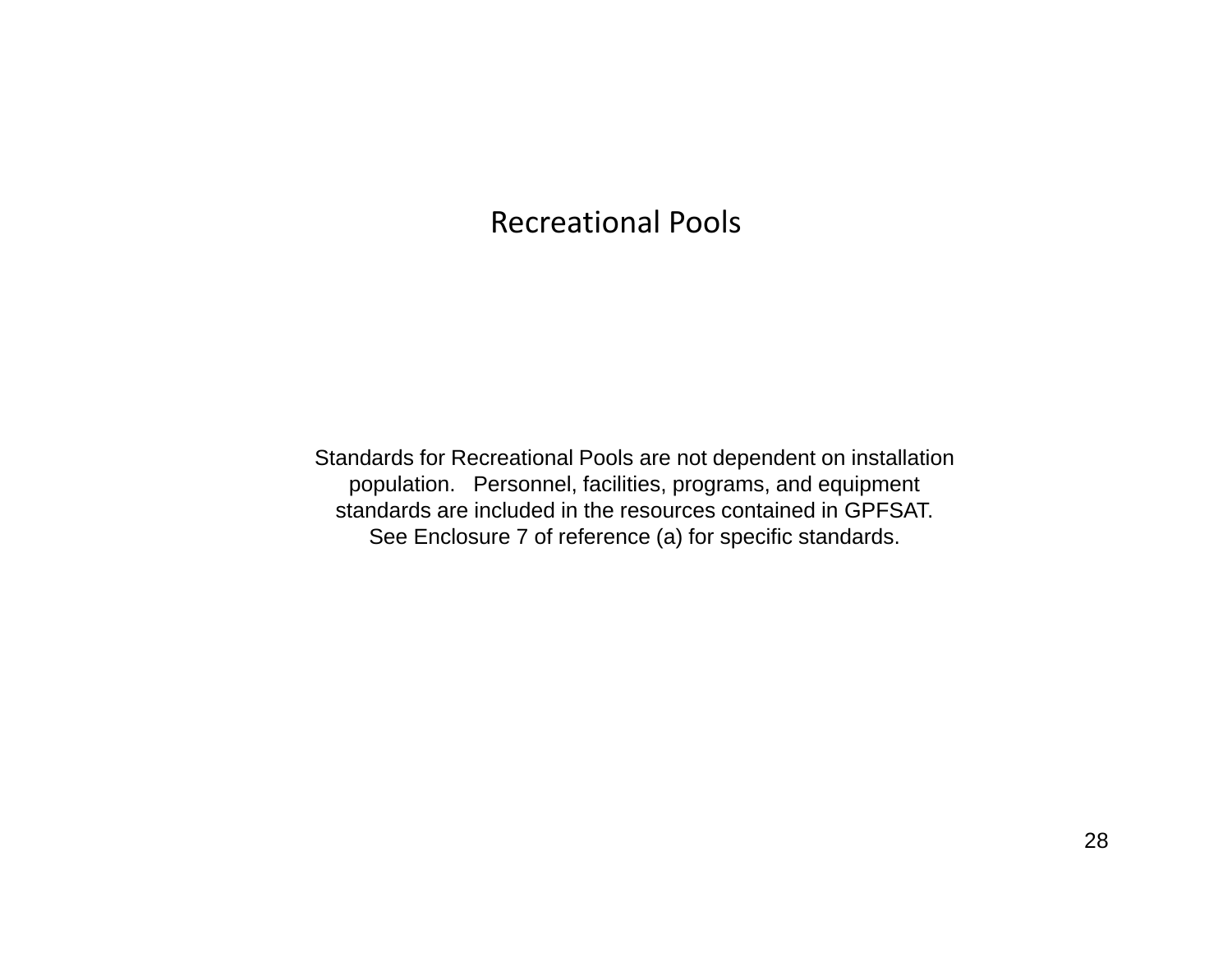# Recreational Pools

Standards for Recreational Pools are not dependent on installation population. Personnel, facilities, programs, and equipment standards are included in the resources contained in GPFSAT. See Enclosure 7 of reference (a) for specific standards.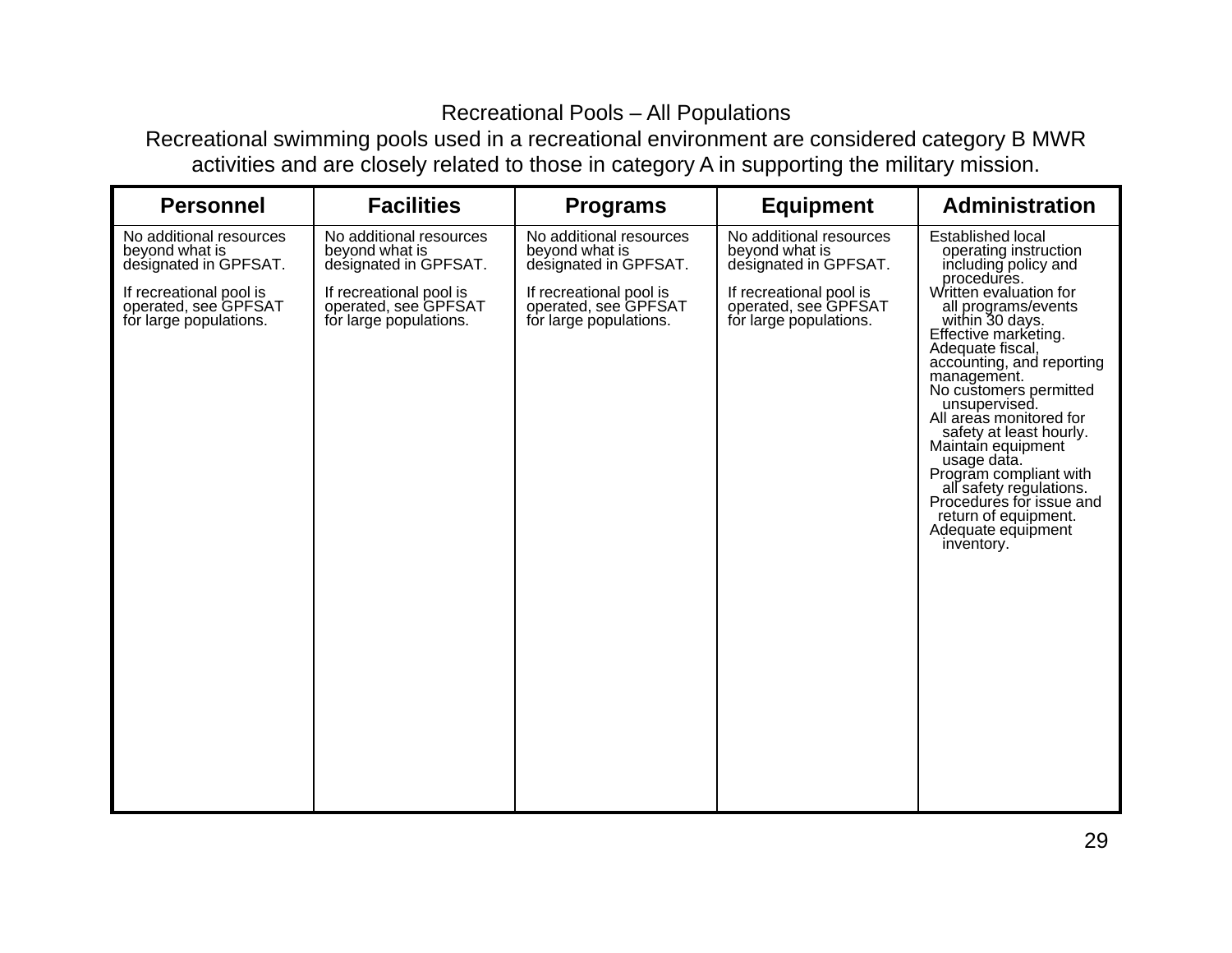# Recreational Pools – All Populations

Recreational swimming pools used in a recreational environment are considered category B MWR activities and are closely related to those in category A in supporting the military mission.

| Personnel | Facilities | Programs | Equipment | Administration |
|---|---|---|---|---|
| No additional resources beyond what is designated in GPFSAT.<br><br>If recreational pool is operated, see GPFSAT for large populations. | No additional resources beyond what is designated in GPFSAT.<br><br>If recreational pool is operated, see GPFSAT for large populations. | No additional resources beyond what is designated in GPFSAT.<br><br>If recreational pool is operated, see GPFSAT for large populations. | No additional resources beyond what is designated in GPFSAT.<br><br>If recreational pool is operated, see GPFSAT for large populations. | Established local operating instruction including policy and procedures.<br>Written evaluation for all programs/events within 30 days.<br>Effective marketing.<br>Adequate fiscal, accounting, and reporting management.<br>No customers permitted unsupervised.<br>All areas monitored for safety at least hourly.<br>Maintain equipment usage data.<br>Program compliant with all safety regulations.<br>Procedures for issue and return of equipment.<br>Adequate equipment inventory. |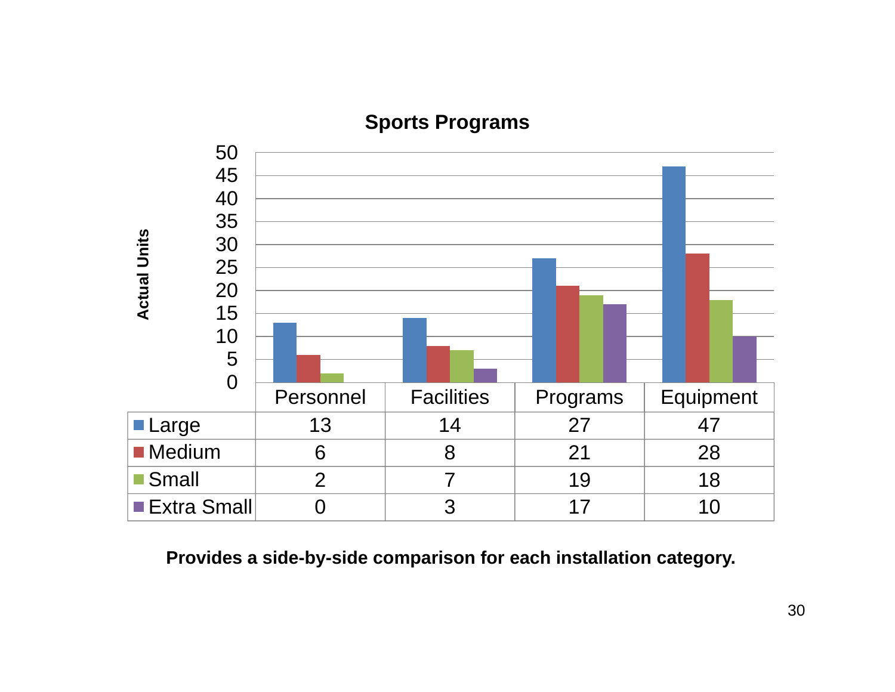## Sports Programs

| | Personnel | Facilities | Programs | Equipment |
|---|---|---|---|---|
| Large | 13 | 14 | 27 | 47 |
| Medium | 6 | 8 | 21 | 28 |
| Small | 2 | 7 | 19 | 18 |
| Extra Small | 0 | 3 | 17 | 10 |

**Provides a side-by-side comparison for each installation category.**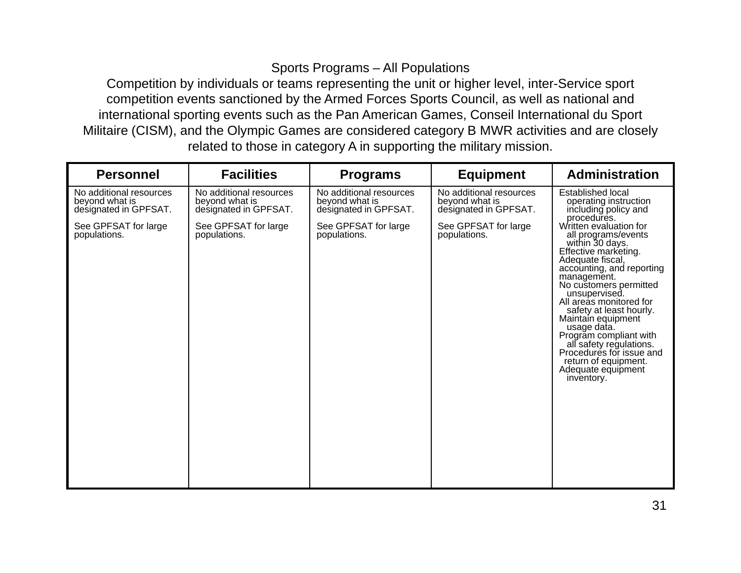## Sports Programs – All Populations

Competition by individuals or teams representing the unit or higher level, inter-Service sport competition events sanctioned by the Armed Forces Sports Council, as well as national and international sporting events such as the Pan American Games, Conseil International du Sport Militaire (CISM), and the Olympic Games are considered category B MWR activities and are closely related to those in category A in supporting the military mission.

| Personnel | Facilities | Programs | Equipment | Administration |
|---|---|---|---|---|
| No additional resources beyond what is designated in GPFSAT.<br><br>See GPFSAT for large populations. | No additional resources beyond what is designated in GPFSAT.<br><br>See GPFSAT for large populations. | No additional resources beyond what is designated in GPFSAT.<br><br>See GPFSAT for large populations. | No additional resources beyond what is designated in GPFSAT.<br><br>See GPFSAT for large populations. | Established local operating instruction including policy and procedures.<br>Written evaluation for all programs/events within 30 days.<br>Effective marketing.<br>Adequate fiscal, accounting, and reporting management.<br>No customers permitted unsupervised.<br>All areas monitored for safety at least hourly.<br>Maintain equipment usage data.<br>Program compliant with all safety regulations.<br>Procedures for issue and return of equipment.<br>Adequate equipment inventory. |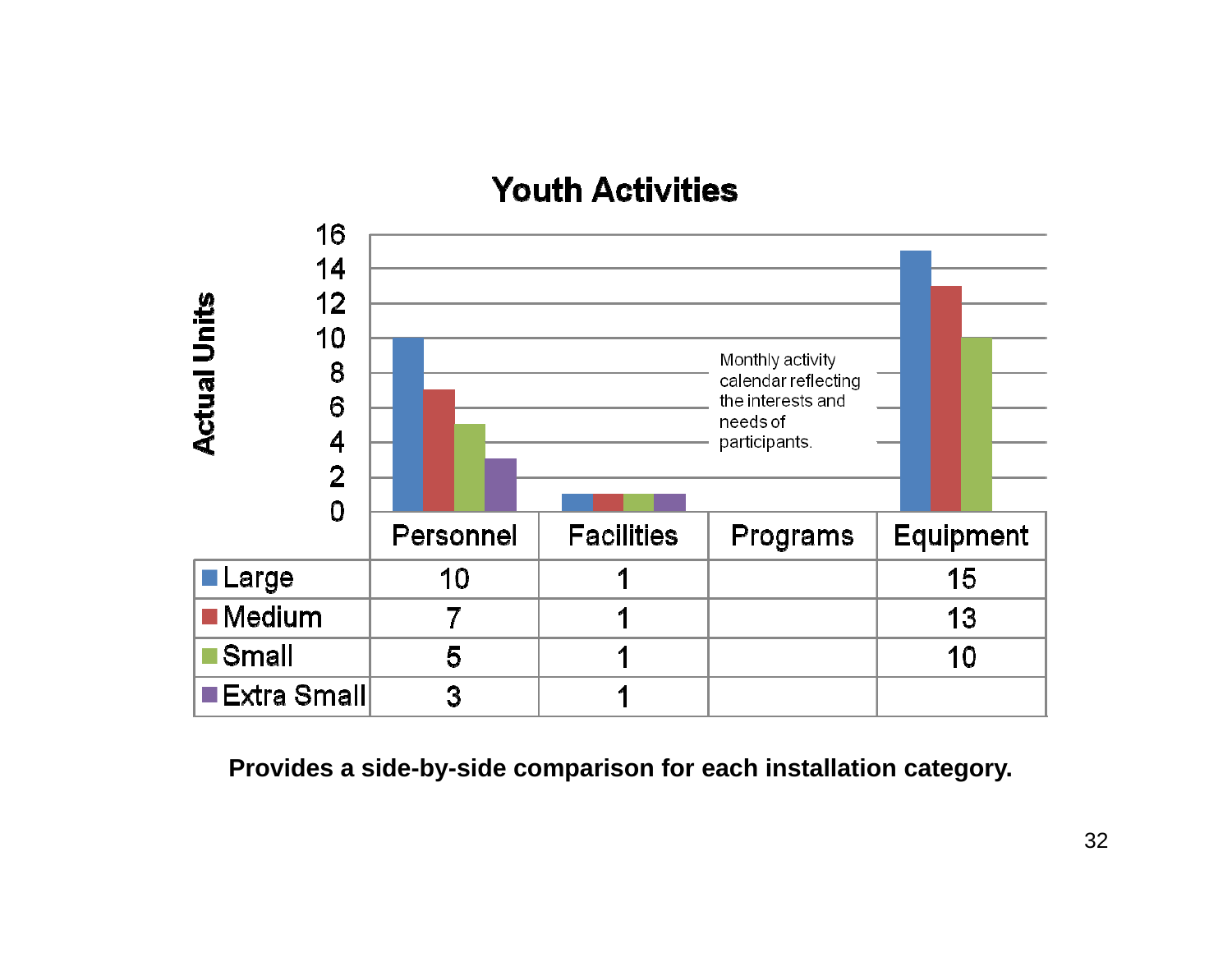# Youth Activities

| | Personnel | Facilities | Programs | Equipment |
|---|---|---|---|---|
| Large | 10 | 1 | | 15 |
| Medium | 7 | 1 | | 13 |
| Small | 5 | 1 | | 10 |
| Extra Small | 3 | 1 | | |

Actual Units

Monthly activity calendar reflecting the interests and needs of participants.

**Provides a side-by-side comparison for each installation category.**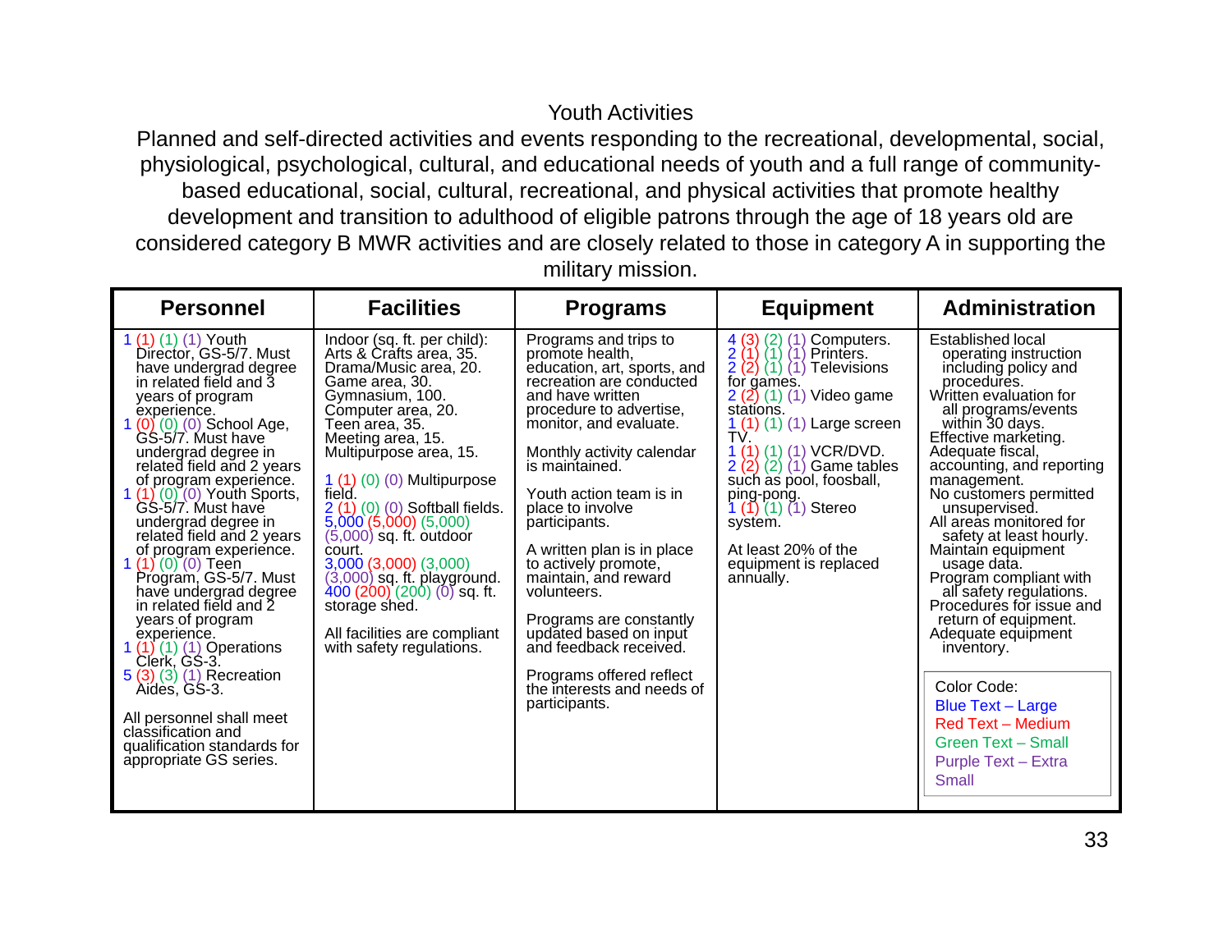# Youth Activities

Planned and self-directed activities and events responding to the recreational, developmental, social, physiological, psychological, cultural, and educational needs of youth and a full range of community-based educational, social, cultural, recreational, and physical activities that promote healthy development and transition to adulthood of eligible patrons through the age of 18 years old are considered category B MWR activities and are closely related to those in category A in supporting the military mission.

| Personnel | Facilities | Programs | Equipment | Administration |
|---|---|---|---|---|
| 1 (1) (1) (1) Youth Director, GS-5/7. Must have undergrad degree in related field and 3 years of program experience.<br>1 (0) (0) (0) School Age, GS-5/7. Must have undergrad degree in related field and 2 years of program experience.<br>1 (1) (0) (0) Youth Sports, GS-5/7. Must have undergrad degree in related field and 2 years of program experience.<br>1 (1) (0) (0) Teen Program, GS-5/7. Must have undergrad degree in related field and 2 years of program experience.<br>1 (1) (1) (1) Operations Clerk, GS-3.<br>5 (3) (3) (1) Recreation Aides, GS-3.<br><br>All personnel shall meet classification and qualification standards for appropriate GS series. | Indoor (sq. ft. per child):<br>Arts & Crafts area, 35.<br>Drama/Music area, 20.<br>Game area, 30.<br>Gymnasium, 100.<br>Computer area, 20.<br>Teen area, 35.<br>Meeting area, 15.<br>Multipurpose area, 15.<br><br>1 (1) (0) (0) Multipurpose field.<br>2 (1) (0) (0) Softball fields.<br>5,000 (5,000) (5,000) (5,000) sq. ft. outdoor court.<br>3,000 (3,000) (3,000) (3,000) sq. ft. playground.<br>400 (200) (200) (0) sq. ft. storage shed.<br><br>All facilities are compliant with safety regulations. | Programs and trips to promote health, education, art, sports, and recreation are conducted and have written procedure to advertise, monitor, and evaluate.<br><br>Monthly activity calendar is maintained.<br><br>Youth action team is in place to involve participants.<br><br>A written plan is in place to actively promote, maintain, and reward volunteers.<br><br>Programs are constantly updated based on input and feedback received.<br><br>Programs offered reflect the interests and needs of participants. | 4 (3) (2) (1) Computers.<br>2 (1) (1) (1) Printers.<br>2 (2) (1) (1) Televisions for games.<br>2 (2) (1) (1) Video game stations.<br>1 (1) (1) (1) Large screen TV.<br>1 (1) (1) (1) VCR/DVD.<br>2 (2) (2) (1) Game tables such as pool, foosball, ping-pong.<br>1 (1) (1) (1) Stereo system.<br><br>At least 20% of the equipment is replaced annually. | Established local operating instruction including policy and procedures.<br>Written evaluation for all programs/events within 30 days.<br>Effective marketing.<br>Adequate fiscal, accounting, and reporting management.<br>No customers permitted unsupervised.<br>All areas monitored for safety at least hourly.<br>Maintain equipment usage data.<br>Program compliant with all safety regulations.<br>Procedures for issue and return of equipment.<br>Adequate equipment inventory.<br><br>Color Code:<br>Blue Text – Large<br>Red Text – Medium<br>Green Text – Small<br>Purple Text – Extra Small |